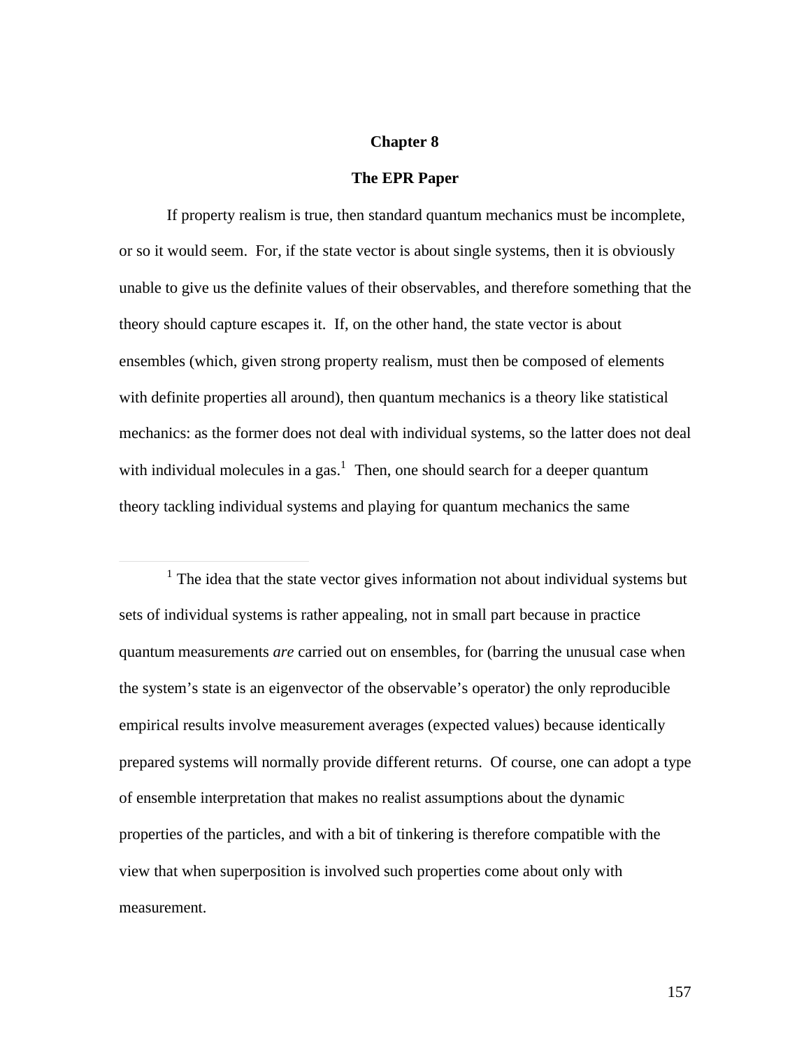# Chapter 8

## The EPR Paper

If property realism is true, then standard quantum mechanics must be incomplete, or so it would seem. For, if the state vector is about single systems, then it is obviously unable to give us the definite values of their observables, and therefore something that the theory should capture escapes it. If, on the other hand, the state vector is about ensembles (which, given strong property realism, must then be composed of elements with definite properties all around), then quantum mechanics is a theory like statistical mechanics: as the former does not deal with individual systems, so the latter does not deal with individual molecules in a gas.[1] Then, one should search for a deeper quantum theory tackling individual systems and playing for quantum mechanics the same

[1] The idea that the state vector gives information not about individual systems but sets of individual systems is rather appealing, not in small part because in practice quantum measurements *are* carried out on ensembles, for (barring the unusual case when the system's state is an eigenvector of the observable's operator) the only reproducible empirical results involve measurement averages (expected values) because identically prepared systems will normally provide different returns. Of course, one can adopt a type of ensemble interpretation that makes no realist assumptions about the dynamic properties of the particles, and with a bit of tinkering is therefore compatible with the view that when superposition is involved such properties come about only with measurement.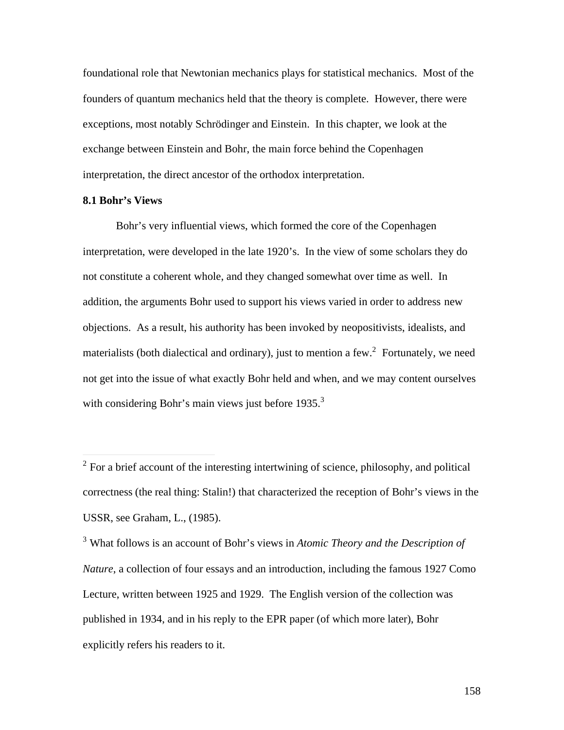foundational role that Newtonian mechanics plays for statistical mechanics. Most of the founders of quantum mechanics held that the theory is complete. However, there were exceptions, most notably Schrödinger and Einstein. In this chapter, we look at the exchange between Einstein and Bohr, the main force behind the Copenhagen interpretation, the direct ancestor of the orthodox interpretation.

### 8.1 Bohr's Views

Bohr's very influential views, which formed the core of the Copenhagen interpretation, were developed in the late 1920's. In the view of some scholars they do not constitute a coherent whole, and they changed somewhat over time as well. In addition, the arguments Bohr used to support his views varied in order to address new objections. As a result, his authority has been invoked by neopositivists, idealists, and materialists (both dialectical and ordinary), just to mention a few.[2] Fortunately, we need not get into the issue of what exactly Bohr held and when, and we may content ourselves with considering Bohr's main views just before 1935.[3]

---

[2] For a brief account of the interesting intertwining of science, philosophy, and political correctness (the real thing: Stalin!) that characterized the reception of Bohr's views in the USSR, see Graham, L., (1985).

[3] What follows is an account of Bohr's views in *Atomic Theory and the Description of Nature*, a collection of four essays and an introduction, including the famous 1927 Como Lecture, written between 1925 and 1929. The English version of the collection was published in 1934, and in his reply to the EPR paper (of which more later), Bohr explicitly refers his readers to it.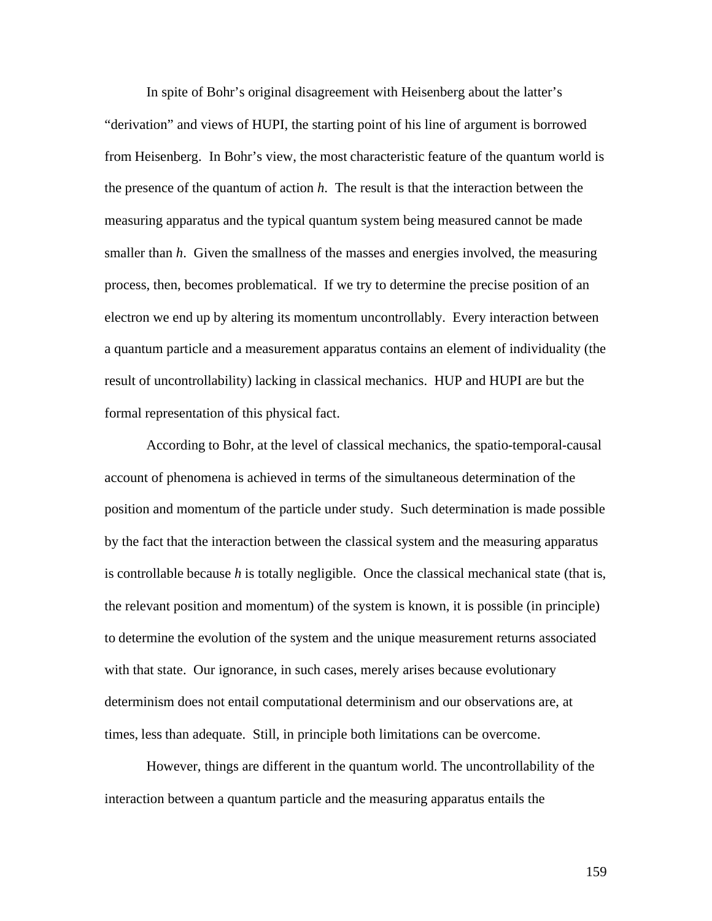In spite of Bohr's original disagreement with Heisenberg about the latter's "derivation" and views of HUPI, the starting point of his line of argument is borrowed from Heisenberg. In Bohr's view, the most characteristic feature of the quantum world is the presence of the quantum of action *h*. The result is that the interaction between the measuring apparatus and the typical quantum system being measured cannot be made smaller than *h*. Given the smallness of the masses and energies involved, the measuring process, then, becomes problematical. If we try to determine the precise position of an electron we end up by altering its momentum uncontrollably. Every interaction between a quantum particle and a measurement apparatus contains an element of individuality (the result of uncontrollability) lacking in classical mechanics. HUP and HUPI are but the formal representation of this physical fact.

According to Bohr, at the level of classical mechanics, the spatio-temporal-causal account of phenomena is achieved in terms of the simultaneous determination of the position and momentum of the particle under study. Such determination is made possible by the fact that the interaction between the classical system and the measuring apparatus is controllable because *h* is totally negligible. Once the classical mechanical state (that is, the relevant position and momentum) of the system is known, it is possible (in principle) to determine the evolution of the system and the unique measurement returns associated with that state. Our ignorance, in such cases, merely arises because evolutionary determinism does not entail computational determinism and our observations are, at times, less than adequate. Still, in principle both limitations can be overcome.

However, things are different in the quantum world. The uncontrollability of the interaction between a quantum particle and the measuring apparatus entails the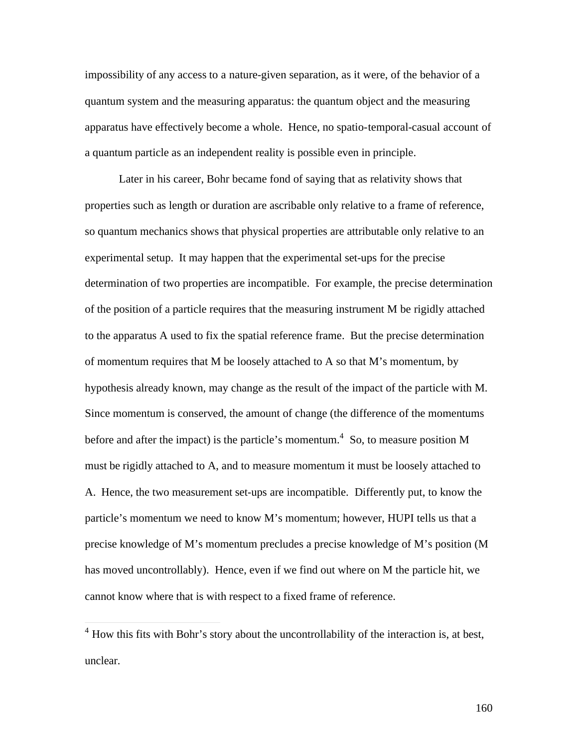impossibility of any access to a nature-given separation, as it were, of the behavior of a quantum system and the measuring apparatus: the quantum object and the measuring apparatus have effectively become a whole. Hence, no spatio-temporal-casual account of a quantum particle as an independent reality is possible even in principle.

Later in his career, Bohr became fond of saying that as relativity shows that properties such as length or duration are ascribable only relative to a frame of reference, so quantum mechanics shows that physical properties are attributable only relative to an experimental setup. It may happen that the experimental set-ups for the precise determination of two properties are incompatible. For example, the precise determination of the position of a particle requires that the measuring instrument M be rigidly attached to the apparatus A used to fix the spatial reference frame. But the precise determination of momentum requires that M be loosely attached to A so that M's momentum, by hypothesis already known, may change as the result of the impact of the particle with M. Since momentum is conserved, the amount of change (the difference of the momentums before and after the impact) is the particle's momentum.[4] So, to measure position M must be rigidly attached to A, and to measure momentum it must be loosely attached to A. Hence, the two measurement set-ups are incompatible. Differently put, to know the particle's momentum we need to know M's momentum; however, HUPI tells us that a precise knowledge of M's momentum precludes a precise knowledge of M's position (M has moved uncontrollably). Hence, even if we find out where on M the particle hit, we cannot know where that is with respect to a fixed frame of reference.

[4] How this fits with Bohr's story about the uncontrollability of the interaction is, at best, unclear.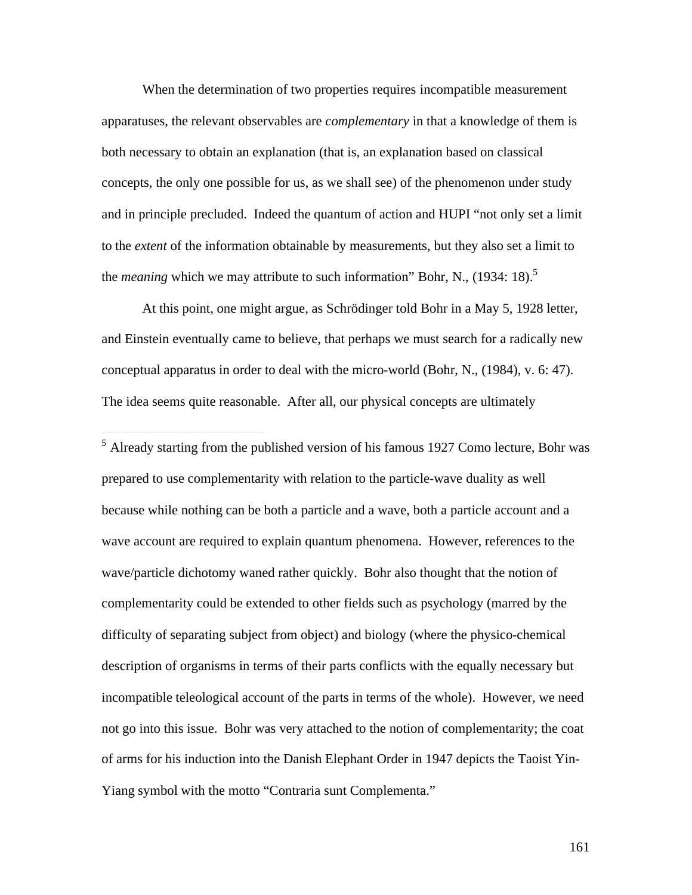When the determination of two properties requires incompatible measurement apparatuses, the relevant observables are *complementary* in that a knowledge of them is both necessary to obtain an explanation (that is, an explanation based on classical concepts, the only one possible for us, as we shall see) of the phenomenon under study and in principle precluded. Indeed the quantum of action and HUPI "not only set a limit to the *extent* of the information obtainable by measurements, but they also set a limit to the *meaning* which we may attribute to such information" Bohr, N., (1934: 18).[5]

At this point, one might argue, as Schrödinger told Bohr in a May 5, 1928 letter, and Einstein eventually came to believe, that perhaps we must search for a radically new conceptual apparatus in order to deal with the micro-world (Bohr, N., (1984), v. 6: 47). The idea seems quite reasonable. After all, our physical concepts are ultimately

---

[5] Already starting from the published version of his famous 1927 Como lecture, Bohr was prepared to use complementarity with relation to the particle-wave duality as well because while nothing can be both a particle and a wave, both a particle account and a wave account are required to explain quantum phenomena. However, references to the wave/particle dichotomy waned rather quickly. Bohr also thought that the notion of complementarity could be extended to other fields such as psychology (marred by the difficulty of separating subject from object) and biology (where the physico-chemical description of organisms in terms of their parts conflicts with the equally necessary but incompatible teleological account of the parts in terms of the whole). However, we need not go into this issue. Bohr was very attached to the notion of complementarity; the coat of arms for his induction into the Danish Elephant Order in 1947 depicts the Taoist Yin-Yiang symbol with the motto "Contraria sunt Complementa."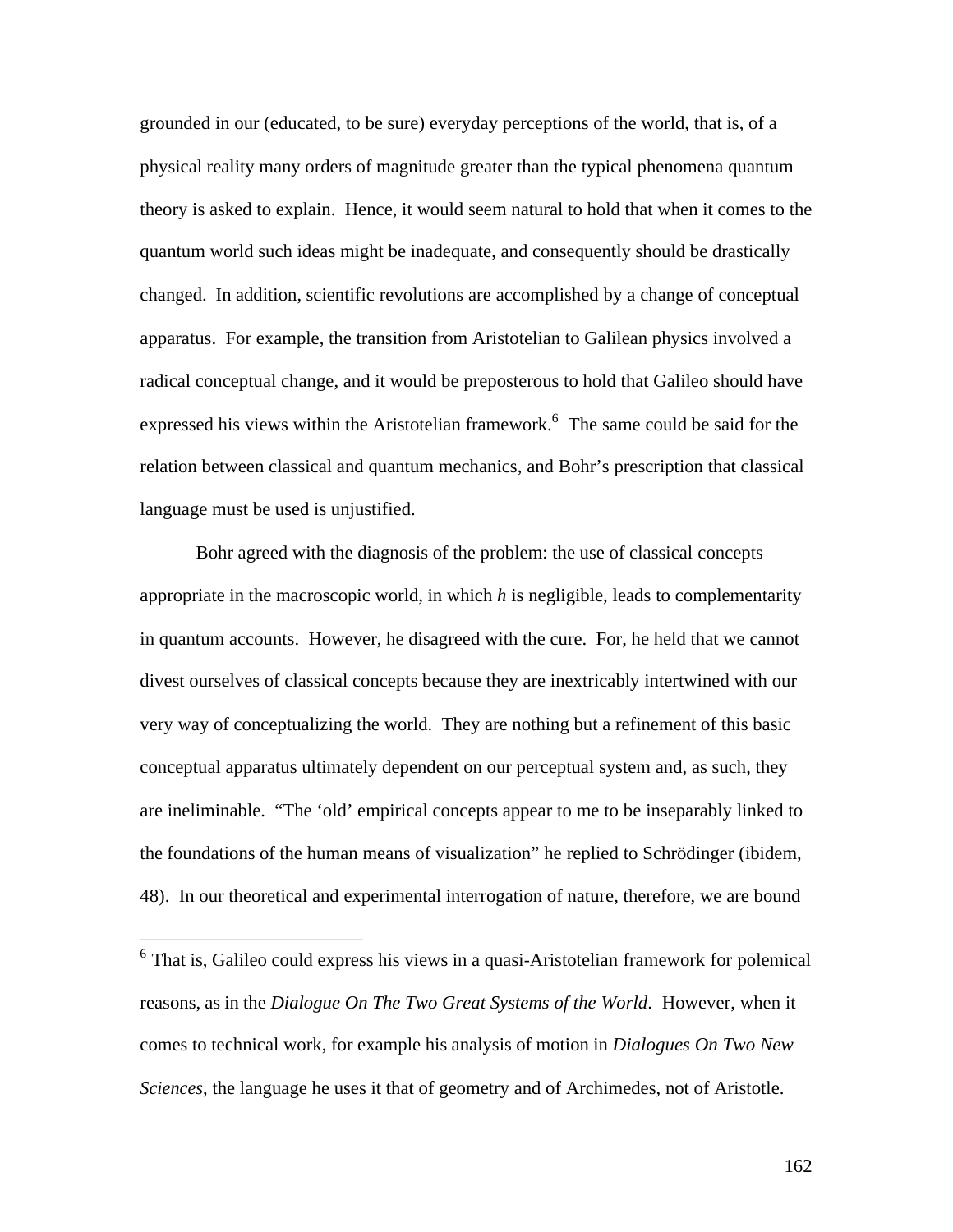grounded in our (educated, to be sure) everyday perceptions of the world, that is, of a physical reality many orders of magnitude greater than the typical phenomena quantum theory is asked to explain. Hence, it would seem natural to hold that when it comes to the quantum world such ideas might be inadequate, and consequently should be drastically changed. In addition, scientific revolutions are accomplished by a change of conceptual apparatus. For example, the transition from Aristotelian to Galilean physics involved a radical conceptual change, and it would be preposterous to hold that Galileo should have expressed his views within the Aristotelian framework.[6] The same could be said for the relation between classical and quantum mechanics, and Bohr's prescription that classical language must be used is unjustified.

Bohr agreed with the diagnosis of the problem: the use of classical concepts appropriate in the macroscopic world, in which *h* is negligible, leads to complementarity in quantum accounts. However, he disagreed with the cure. For, he held that we cannot divest ourselves of classical concepts because they are inextricably intertwined with our very way of conceptualizing the world. They are nothing but a refinement of this basic conceptual apparatus ultimately dependent on our perceptual system and, as such, they are ineliminable. "The 'old' empirical concepts appear to me to be inseparably linked to the foundations of the human means of visualization" he replied to Schrödinger (ibidem, 48). In our theoretical and experimental interrogation of nature, therefore, we are bound

---

[6] That is, Galileo could express his views in a quasi-Aristotelian framework for polemical reasons, as in the *Dialogue On The Two Great Systems of the World*. However, when it comes to technical work, for example his analysis of motion in *Dialogues On Two New Sciences*, the language he uses it that of geometry and of Archimedes, not of Aristotle.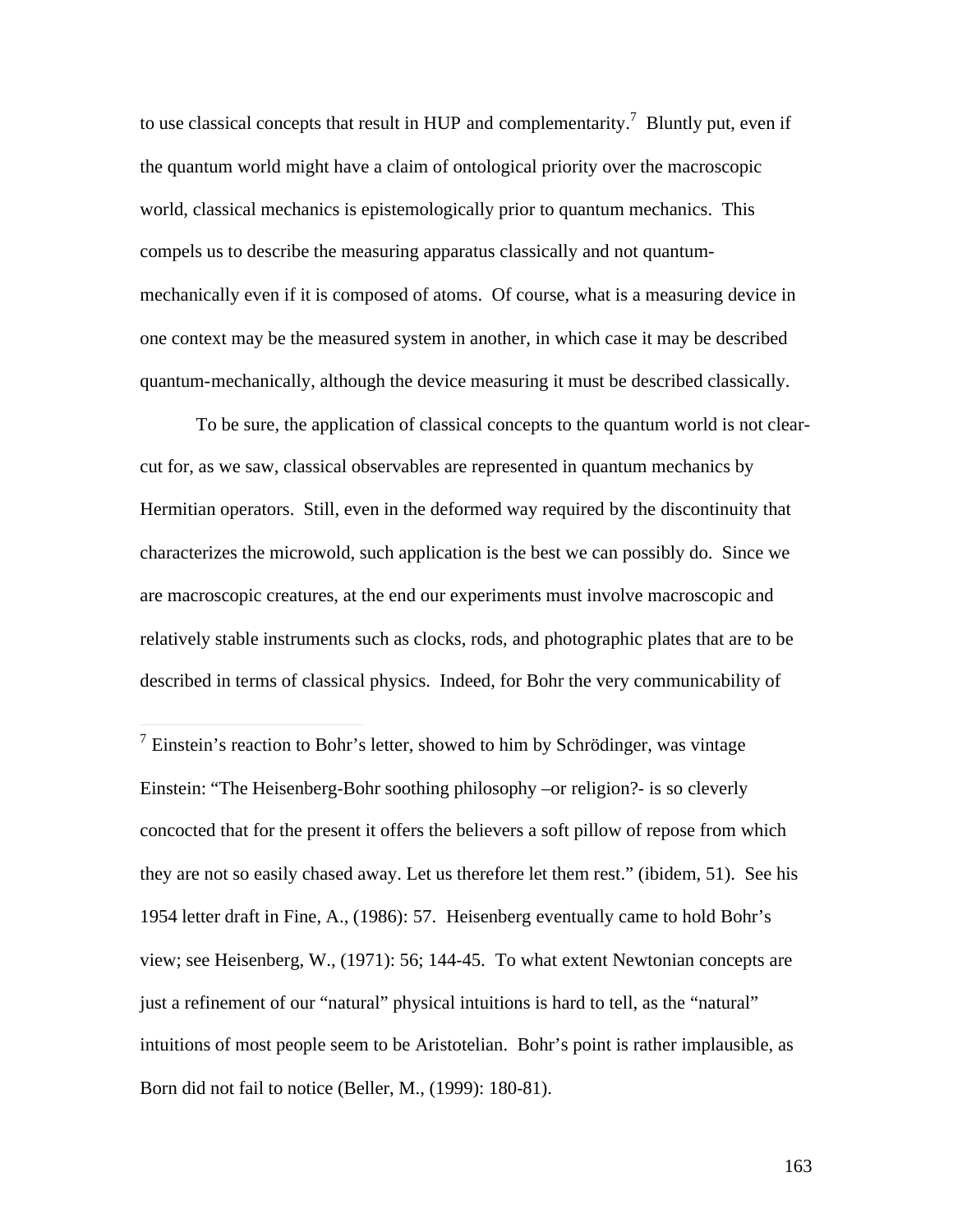to use classical concepts that result in HUP and complementarity.[7] Bluntly put, even if the quantum world might have a claim of ontological priority over the macroscopic world, classical mechanics is epistemologically prior to quantum mechanics. This compels us to describe the measuring apparatus classically and not quantum-mechanically even if it is composed of atoms. Of course, what is a measuring device in one context may be the measured system in another, in which case it may be described quantum-mechanically, although the device measuring it must be described classically.

To be sure, the application of classical concepts to the quantum world is not clear-cut for, as we saw, classical observables are represented in quantum mechanics by Hermitian operators. Still, even in the deformed way required by the discontinuity that characterizes the microwold, such application is the best we can possibly do. Since we are macroscopic creatures, at the end our experiments must involve macroscopic and relatively stable instruments such as clocks, rods, and photographic plates that are to be described in terms of classical physics. Indeed, for Bohr the very communicability of

---

[7] Einstein's reaction to Bohr's letter, showed to him by Schrödinger, was vintage Einstein: "The Heisenberg-Bohr soothing philosophy –or religion?- is so cleverly concocted that for the present it offers the believers a soft pillow of repose from which they are not so easily chased away. Let us therefore let them rest." (ibidem, 51). See his 1954 letter draft in Fine, A., (1986): 57. Heisenberg eventually came to hold Bohr's view; see Heisenberg, W., (1971): 56; 144-45. To what extent Newtonian concepts are just a refinement of our "natural" physical intuitions is hard to tell, as the "natural" intuitions of most people seem to be Aristotelian. Bohr's point is rather implausible, as Born did not fail to notice (Beller, M., (1999): 180-81).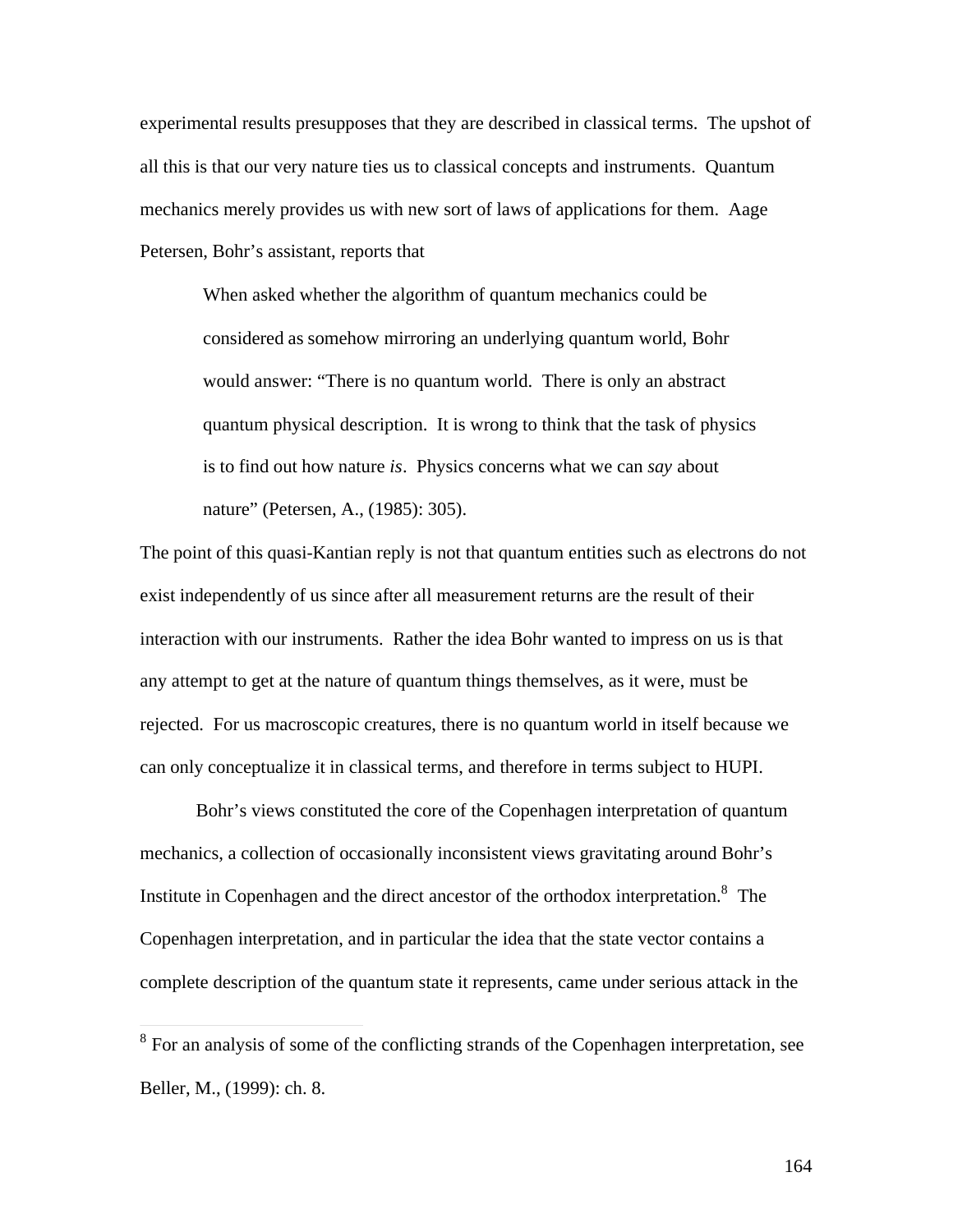experimental results presupposes that they are described in classical terms. The upshot of all this is that our very nature ties us to classical concepts and instruments. Quantum mechanics merely provides us with new sort of laws of applications for them. Aage Petersen, Bohr's assistant, reports that

> When asked whether the algorithm of quantum mechanics could be considered as somehow mirroring an underlying quantum world, Bohr would answer: "There is no quantum world. There is only an abstract quantum physical description. It is wrong to think that the task of physics is to find out how nature *is*. Physics concerns what we can *say* about nature" (Petersen, A., (1985): 305).

The point of this quasi-Kantian reply is not that quantum entities such as electrons do not exist independently of us since after all measurement returns are the result of their interaction with our instruments. Rather the idea Bohr wanted to impress on us is that any attempt to get at the nature of quantum things themselves, as it were, must be rejected. For us macroscopic creatures, there is no quantum world in itself because we can only conceptualize it in classical terms, and therefore in terms subject to HUPI.

Bohr's views constituted the core of the Copenhagen interpretation of quantum mechanics, a collection of occasionally inconsistent views gravitating around Bohr's Institute in Copenhagen and the direct ancestor of the orthodox interpretation.[8] The Copenhagen interpretation, and in particular the idea that the state vector contains a complete description of the quantum state it represents, came under serious attack in the

[8] For an analysis of some of the conflicting strands of the Copenhagen interpretation, see Beller, M., (1999): ch. 8.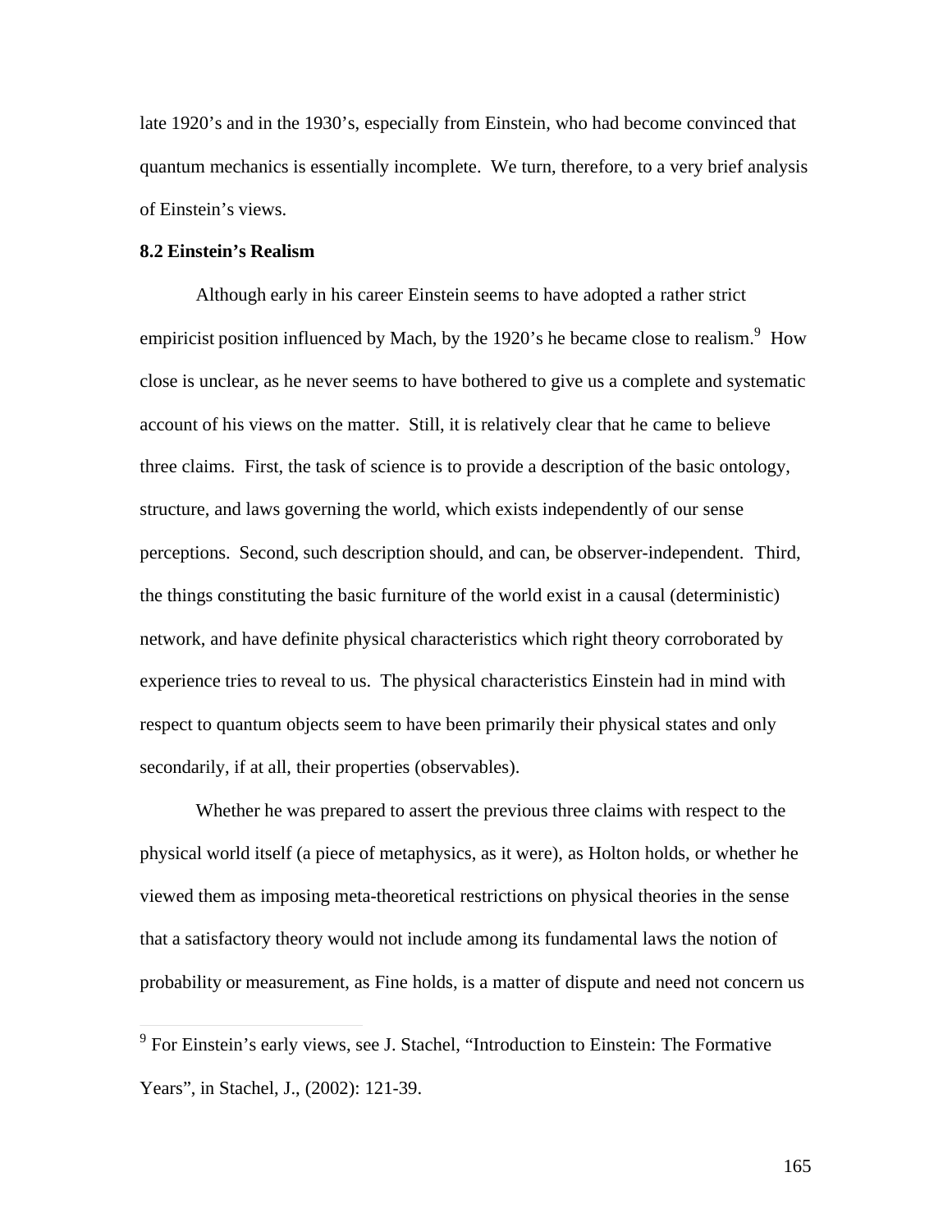late 1920's and in the 1930's, especially from Einstein, who had become convinced that quantum mechanics is essentially incomplete. We turn, therefore, to a very brief analysis of Einstein's views.

### 8.2 Einstein's Realism

Although early in his career Einstein seems to have adopted a rather strict empiricist position influenced by Mach, by the 1920's he became close to realism.[9] How close is unclear, as he never seems to have bothered to give us a complete and systematic account of his views on the matter. Still, it is relatively clear that he came to believe three claims. First, the task of science is to provide a description of the basic ontology, structure, and laws governing the world, which exists independently of our sense perceptions. Second, such description should, and can, be observer-independent. Third, the things constituting the basic furniture of the world exist in a causal (deterministic) network, and have definite physical characteristics which right theory corroborated by experience tries to reveal to us. The physical characteristics Einstein had in mind with respect to quantum objects seem to have been primarily their physical states and only secondarily, if at all, their properties (observables).

Whether he was prepared to assert the previous three claims with respect to the physical world itself (a piece of metaphysics, as it were), as Holton holds, or whether he viewed them as imposing meta-theoretical restrictions on physical theories in the sense that a satisfactory theory would not include among its fundamental laws the notion of probability or measurement, as Fine holds, is a matter of dispute and need not concern us

[9] For Einstein's early views, see J. Stachel, "Introduction to Einstein: The Formative Years", in Stachel, J., (2002): 121-39.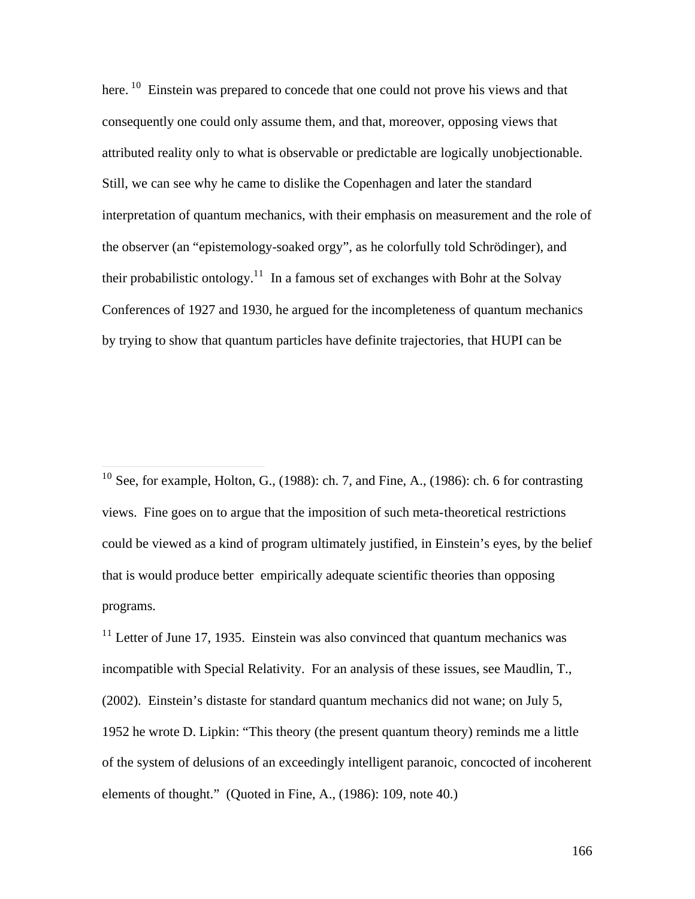here.[10] Einstein was prepared to concede that one could not prove his views and that consequently one could only assume them, and that, moreover, opposing views that attributed reality only to what is observable or predictable are logically unobjectionable. Still, we can see why he came to dislike the Copenhagen and later the standard interpretation of quantum mechanics, with their emphasis on measurement and the role of the observer (an "epistemology-soaked orgy", as he colorfully told Schrödinger), and their probabilistic ontology.[11] In a famous set of exchanges with Bohr at the Solvay Conferences of 1927 and 1930, he argued for the incompleteness of quantum mechanics by trying to show that quantum particles have definite trajectories, that HUPI can be

---

[10] See, for example, Holton, G., (1988): ch. 7, and Fine, A., (1986): ch. 6 for contrasting views. Fine goes on to argue that the imposition of such meta-theoretical restrictions could be viewed as a kind of program ultimately justified, in Einstein's eyes, by the belief that is would produce better empirically adequate scientific theories than opposing programs.

[11] Letter of June 17, 1935. Einstein was also convinced that quantum mechanics was incompatible with Special Relativity. For an analysis of these issues, see Maudlin, T., (2002). Einstein's distaste for standard quantum mechanics did not wane; on July 5, 1952 he wrote D. Lipkin: "This theory (the present quantum theory) reminds me a little of the system of delusions of an exceedingly intelligent paranoic, concocted of incoherent elements of thought." (Quoted in Fine, A., (1986): 109, note 40.)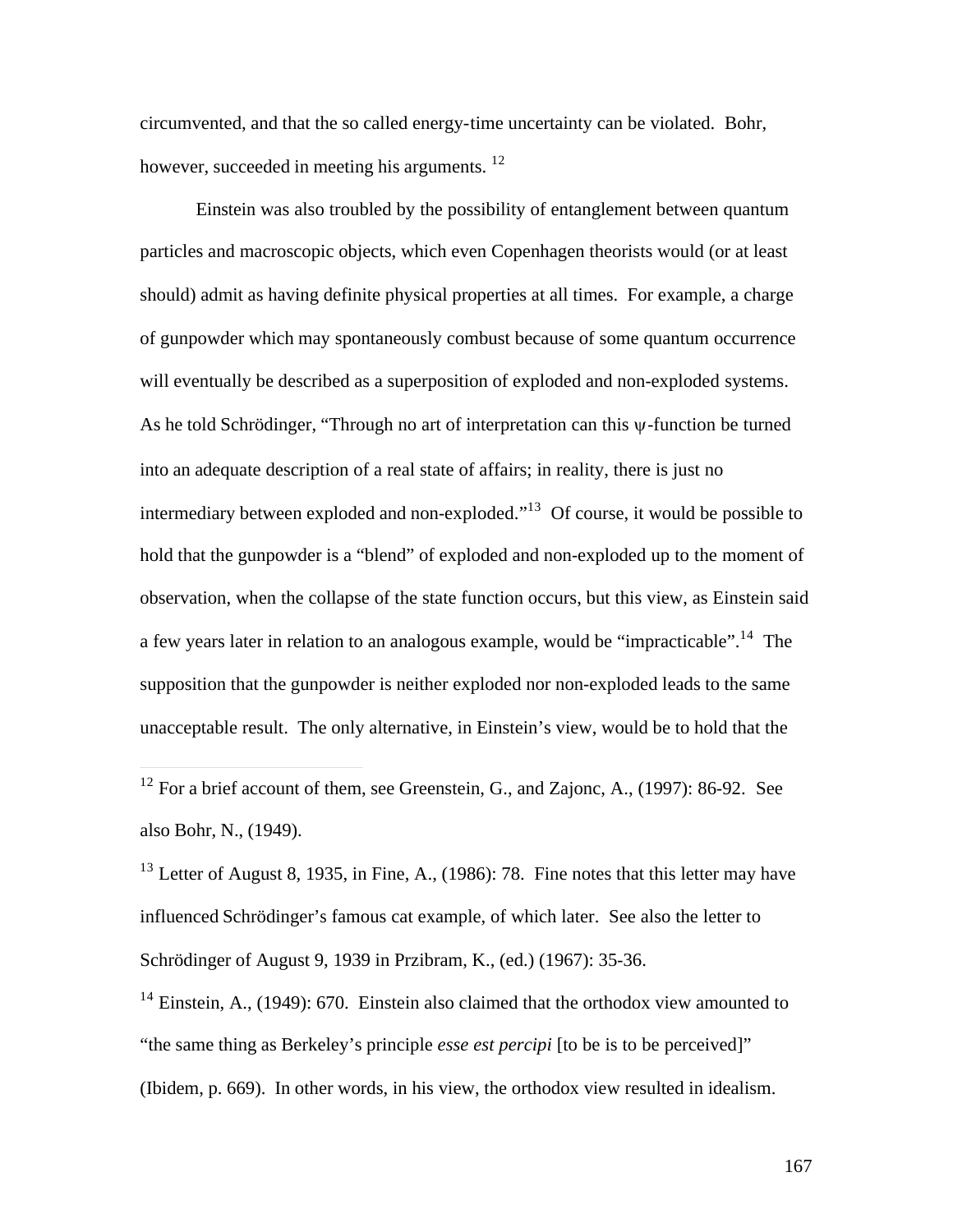circumvented, and that the so called energy-time uncertainty can be violated. Bohr, however, succeeded in meeting his arguments. [12]

Einstein was also troubled by the possibility of entanglement between quantum particles and macroscopic objects, which even Copenhagen theorists would (or at least should) admit as having definite physical properties at all times. For example, a charge of gunpowder which may spontaneously combust because of some quantum occurrence will eventually be described as a superposition of exploded and non-exploded systems. As he told Schrödinger, "Through no art of interpretation can this $\psi$-function be turned into an adequate description of a real state of affairs; in reality, there is just no intermediary between exploded and non-exploded."[13] Of course, it would be possible to hold that the gunpowder is a "blend" of exploded and non-exploded up to the moment of observation, when the collapse of the state function occurs, but this view, as Einstein said a few years later in relation to an analogous example, would be "impracticable".[14] The supposition that the gunpowder is neither exploded nor non-exploded leads to the same unacceptable result. The only alternative, in Einstein's view, would be to hold that the

---

[12] For a brief account of them, see Greenstein, G., and Zajonc, A., (1997): 86-92. See also Bohr, N., (1949).

[13] Letter of August 8, 1935, in Fine, A., (1986): 78. Fine notes that this letter may have influenced Schrödinger's famous cat example, of which later. See also the letter to Schrödinger of August 9, 1939 in Przibram, K., (ed.) (1967): 35-36.

[14] Einstein, A., (1949): 670. Einstein also claimed that the orthodox view amounted to "the same thing as Berkeley's principle *esse est percipi* [to be is to be perceived]" (Ibidem, p. 669). In other words, in his view, the orthodox view resulted in idealism.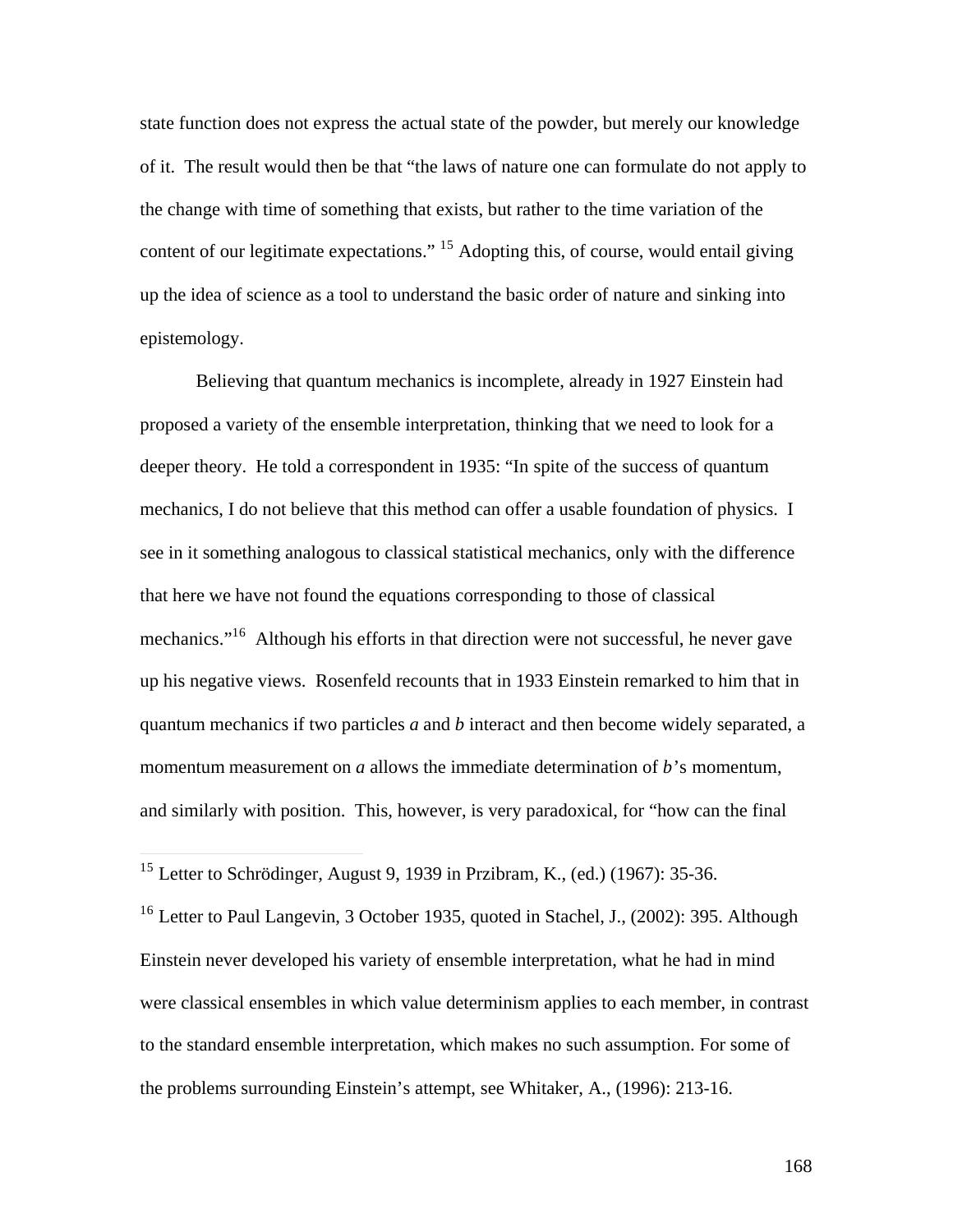state function does not express the actual state of the powder, but merely our knowledge of it. The result would then be that "the laws of nature one can formulate do not apply to the change with time of something that exists, but rather to the time variation of the content of our legitimate expectations." [15] Adopting this, of course, would entail giving up the idea of science as a tool to understand the basic order of nature and sinking into epistemology.

Believing that quantum mechanics is incomplete, already in 1927 Einstein had proposed a variety of the ensemble interpretation, thinking that we need to look for a deeper theory. He told a correspondent in 1935: "In spite of the success of quantum mechanics, I do not believe that this method can offer a usable foundation of physics. I see in it something analogous to classical statistical mechanics, only with the difference that here we have not found the equations corresponding to those of classical mechanics."[16] Although his efforts in that direction were not successful, he never gave up his negative views. Rosenfeld recounts that in 1933 Einstein remarked to him that in quantum mechanics if two particles *a* and *b* interact and then become widely separated, a momentum measurement on *a* allows the immediate determination of *b*'s momentum, and similarly with position. This, however, is very paradoxical, for "how can the final

---

[15] Letter to Schrödinger, August 9, 1939 in Przibram, K., (ed.) (1967): 35-36.

[16] Letter to Paul Langevin, 3 October 1935, quoted in Stachel, J., (2002): 395. Although Einstein never developed his variety of ensemble interpretation, what he had in mind were classical ensembles in which value determinism applies to each member, in contrast to the standard ensemble interpretation, which makes no such assumption. For some of the problems surrounding Einstein's attempt, see Whitaker, A., (1996): 213-16.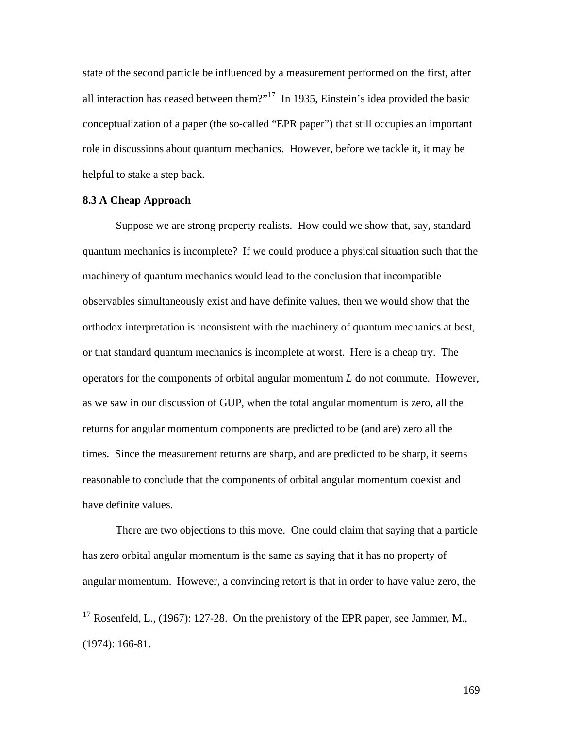state of the second particle be influenced by a measurement performed on the first, after all interaction has ceased between them?"[17] In 1935, Einstein's idea provided the basic conceptualization of a paper (the so-called "EPR paper") that still occupies an important role in discussions about quantum mechanics. However, before we tackle it, it may be helpful to stake a step back.

**8.3 A Cheap Approach**

Suppose we are strong property realists. How could we show that, say, standard quantum mechanics is incomplete? If we could produce a physical situation such that the machinery of quantum mechanics would lead to the conclusion that incompatible observables simultaneously exist and have definite values, then we would show that the orthodox interpretation is inconsistent with the machinery of quantum mechanics at best, or that standard quantum mechanics is incomplete at worst. Here is a cheap try. The operators for the components of orbital angular momentum $L$ do not commute. However, as we saw in our discussion of GUP, when the total angular momentum is zero, all the returns for angular momentum components are predicted to be (and are) zero all the times. Since the measurement returns are sharp, and are predicted to be sharp, it seems reasonable to conclude that the components of orbital angular momentum coexist and have definite values.

There are two objections to this move. One could claim that saying that a particle has zero orbital angular momentum is the same as saying that it has no property of angular momentum. However, a convincing retort is that in order to have value zero, the

[17] Rosenfeld, L., (1967): 127-28. On the prehistory of the EPR paper, see Jammer, M., (1974): 166-81.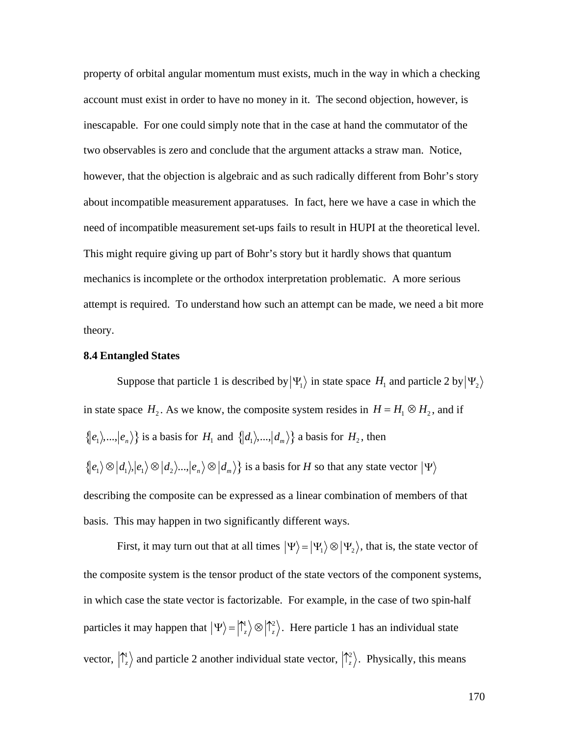property of orbital angular momentum must exists, much in the way in which a checking account must exist in order to have no money in it. The second objection, however, is inescapable. For one could simply note that in the case at hand the commutator of the two observables is zero and conclude that the argument attacks a straw man. Notice, however, that the objection is algebraic and as such radically different from Bohr's story about incompatible measurement apparatuses. In fact, here we have a case in which the need of incompatible measurement set-ups fails to result in HUPI at the theoretical level. This might require giving up part of Bohr's story but it hardly shows that quantum mechanics is incomplete or the orthodox interpretation problematic. A more serious attempt is required. To understand how such an attempt can be made, we need a bit more theory.

### 8.4 Entangled States

Suppose that particle 1 is described by $|\Psi_1\rangle$ in state space $H_1$ and particle 2 by $|\Psi_2\rangle$ in state space $H_2$. As we know, the composite system resides in $H = H_1 \otimes H_2$, and if $\{|e_1\rangle,...,|e_n\rangle\}$ is a basis for $H_1$ and $\{|d_1\rangle,...,|d_m\rangle\}$ a basis for $H_2$, then $\{|e_1\rangle \otimes |d_1\rangle, |e_1\rangle \otimes |d_2\rangle ..., |e_n\rangle \otimes |d_m\rangle\}$ is a basis for *H* so that any state vector $|\Psi\rangle$ describing the composite can be expressed as a linear combination of members of that basis. This may happen in two significantly different ways.

First, it may turn out that at all times $|\Psi\rangle = |\Psi_1\rangle \otimes |\Psi_2\rangle$, that is, the state vector of the composite system is the tensor product of the state vectors of the component systems, in which case the state vector is factorizable. For example, in the case of two spin-half particles it may happen that $|\Psi\rangle = |\uparrow_z^1\rangle \otimes |\uparrow_z^2\rangle$. Here particle 1 has an individual state vector, $|\uparrow_z^1\rangle$ and particle 2 another individual state vector, $|\uparrow_z^2\rangle$. Physically, this means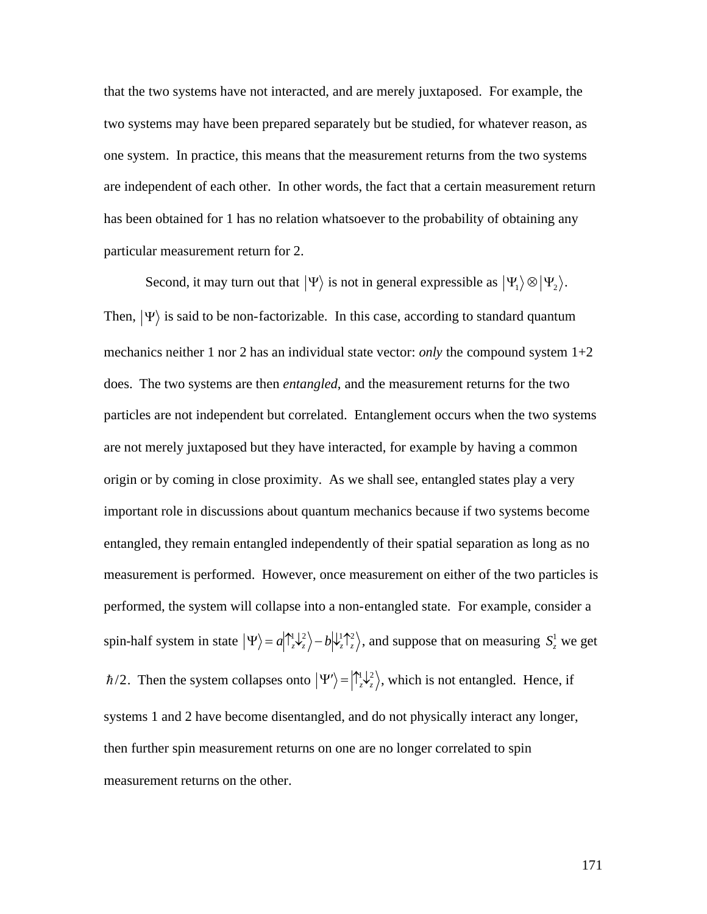that the two systems have not interacted, and are merely juxtaposed. For example, the two systems may have been prepared separately but be studied, for whatever reason, as one system. In practice, this means that the measurement returns from the two systems are independent of each other. In other words, the fact that a certain measurement return has been obtained for 1 has no relation whatsoever to the probability of obtaining any particular measurement return for 2.

Second, it may turn out that $|\Psi\rangle$ is not in general expressible as $|\Psi_1\rangle \otimes |\Psi_2\rangle$. Then, $|\Psi\rangle$ is said to be non-factorizable. In this case, according to standard quantum mechanics neither 1 nor 2 has an individual state vector: *only* the compound system 1+2 does. The two systems are then *entangled*, and the measurement returns for the two particles are not independent but correlated. Entanglement occurs when the two systems are not merely juxtaposed but they have interacted, for example by having a common origin or by coming in close proximity. As we shall see, entangled states play a very important role in discussions about quantum mechanics because if two systems become entangled, they remain entangled independently of their spatial separation as long as no measurement is performed. However, once measurement on either of the two particles is performed, the system will collapse into a non-entangled state. For example, consider a spin-half system in state $|\Psi\rangle = a|\uparrow_z^1 \downarrow_z^2\rangle - b|\downarrow_z^1 \uparrow_z^2\rangle$, and suppose that on measuring $S_z^1$ we get $\hbar/2$. Then the system collapses onto $|\Psi'\rangle = |\uparrow_z^1 \downarrow_z^2\rangle$, which is not entangled. Hence, if systems 1 and 2 have become disentangled, and do not physically interact any longer, then further spin measurement returns on one are no longer correlated to spin measurement returns on the other.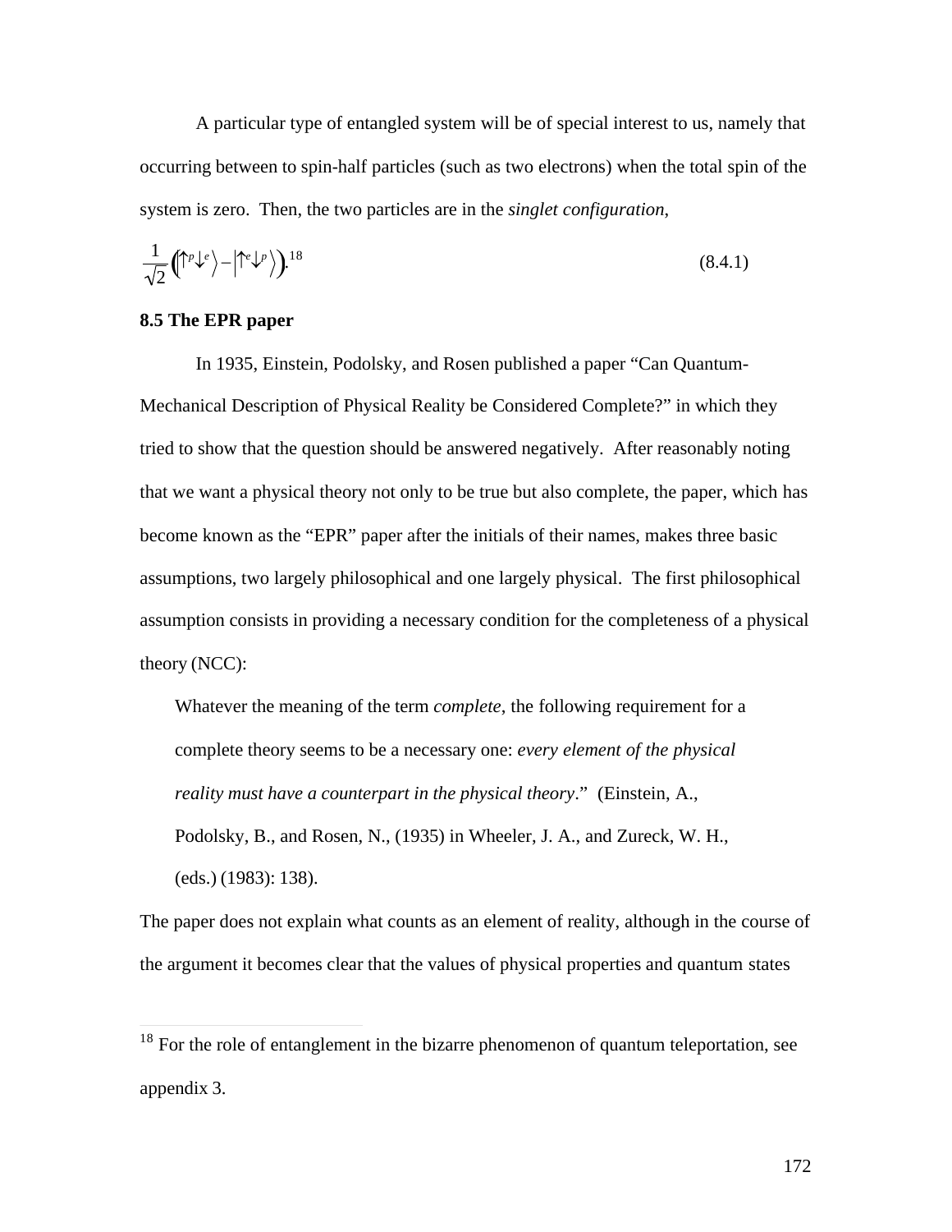A particular type of entangled system will be of special interest to us, namely that occurring between to spin-half particles (such as two electrons) when the total spin of the system is zero. Then, the two particles are in the *singlet configuration*,

$$\frac{1}{\sqrt{2}}\left(\left|\uparrow^{p}\downarrow^{e}\right\rangle - \left|\uparrow^{e}\downarrow^{p}\right\rangle\right).^{18} \tag{8.4.1}$$

### 8.5 The EPR paper

In 1935, Einstein, Podolsky, and Rosen published a paper "Can Quantum-Mechanical Description of Physical Reality be Considered Complete?" in which they tried to show that the question should be answered negatively. After reasonably noting that we want a physical theory not only to be true but also complete, the paper, which has become known as the "EPR" paper after the initials of their names, makes three basic assumptions, two largely philosophical and one largely physical. The first philosophical assumption consists in providing a necessary condition for the completeness of a physical theory (NCC):

> Whatever the meaning of the term *complete*, the following requirement for a complete theory seems to be a necessary one: *every element of the physical reality must have a counterpart in the physical theory*." (Einstein, A., Podolsky, B., and Rosen, N., (1935) in Wheeler, J. A., and Zureck, W. H., (eds.) (1983): 138).

The paper does not explain what counts as an element of reality, although in the course of the argument it becomes clear that the values of physical properties and quantum states

---

[18] For the role of entanglement in the bizarre phenomenon of quantum teleportation, see appendix 3.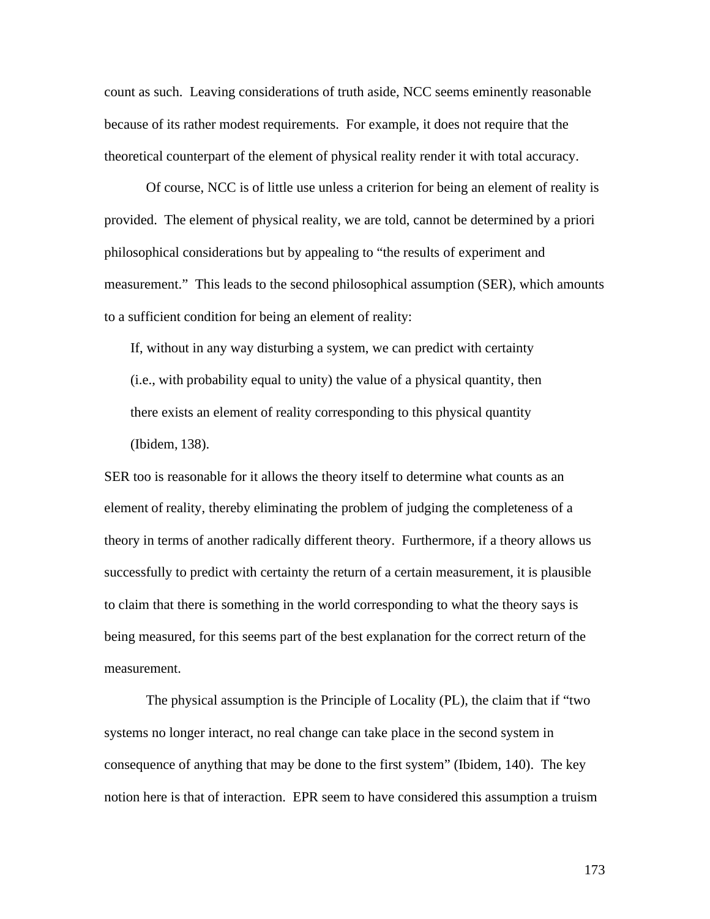count as such. Leaving considerations of truth aside, NCC seems eminently reasonable because of its rather modest requirements. For example, it does not require that the theoretical counterpart of the element of physical reality render it with total accuracy.

Of course, NCC is of little use unless a criterion for being an element of reality is provided. The element of physical reality, we are told, cannot be determined by a priori philosophical considerations but by appealing to "the results of experiment and measurement." This leads to the second philosophical assumption (SER), which amounts to a sufficient condition for being an element of reality:

> If, without in any way disturbing a system, we can predict with certainty (i.e., with probability equal to unity) the value of a physical quantity, then there exists an element of reality corresponding to this physical quantity (Ibidem, 138).

SER too is reasonable for it allows the theory itself to determine what counts as an element of reality, thereby eliminating the problem of judging the completeness of a theory in terms of another radically different theory. Furthermore, if a theory allows us successfully to predict with certainty the return of a certain measurement, it is plausible to claim that there is something in the world corresponding to what the theory says is being measured, for this seems part of the best explanation for the correct return of the measurement.

The physical assumption is the Principle of Locality (PL), the claim that if "two systems no longer interact, no real change can take place in the second system in consequence of anything that may be done to the first system" (Ibidem, 140). The key notion here is that of interaction. EPR seem to have considered this assumption a truism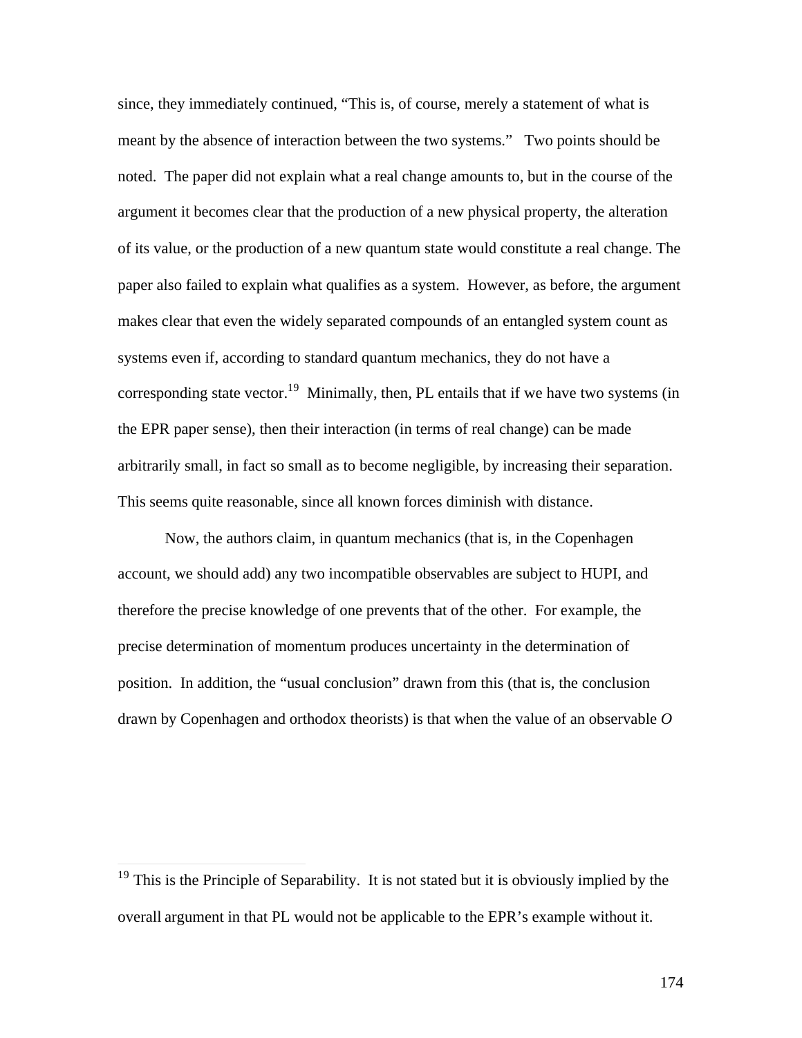since, they immediately continued, "This is, of course, merely a statement of what is meant by the absence of interaction between the two systems." Two points should be noted. The paper did not explain what a real change amounts to, but in the course of the argument it becomes clear that the production of a new physical property, the alteration of its value, or the production of a new quantum state would constitute a real change. The paper also failed to explain what qualifies as a system. However, as before, the argument makes clear that even the widely separated compounds of an entangled system count as systems even if, according to standard quantum mechanics, they do not have a corresponding state vector.[19] Minimally, then, PL entails that if we have two systems (in the EPR paper sense), then their interaction (in terms of real change) can be made arbitrarily small, in fact so small as to become negligible, by increasing their separation. This seems quite reasonable, since all known forces diminish with distance.

Now, the authors claim, in quantum mechanics (that is, in the Copenhagen account, we should add) any two incompatible observables are subject to HUPI, and therefore the precise knowledge of one prevents that of the other. For example, the precise determination of momentum produces uncertainty in the determination of position. In addition, the "usual conclusion" drawn from this (that is, the conclusion drawn by Copenhagen and orthodox theorists) is that when the value of an observable *O*

---

[19] This is the Principle of Separability. It is not stated but it is obviously implied by the overall argument in that PL would not be applicable to the EPR's example without it.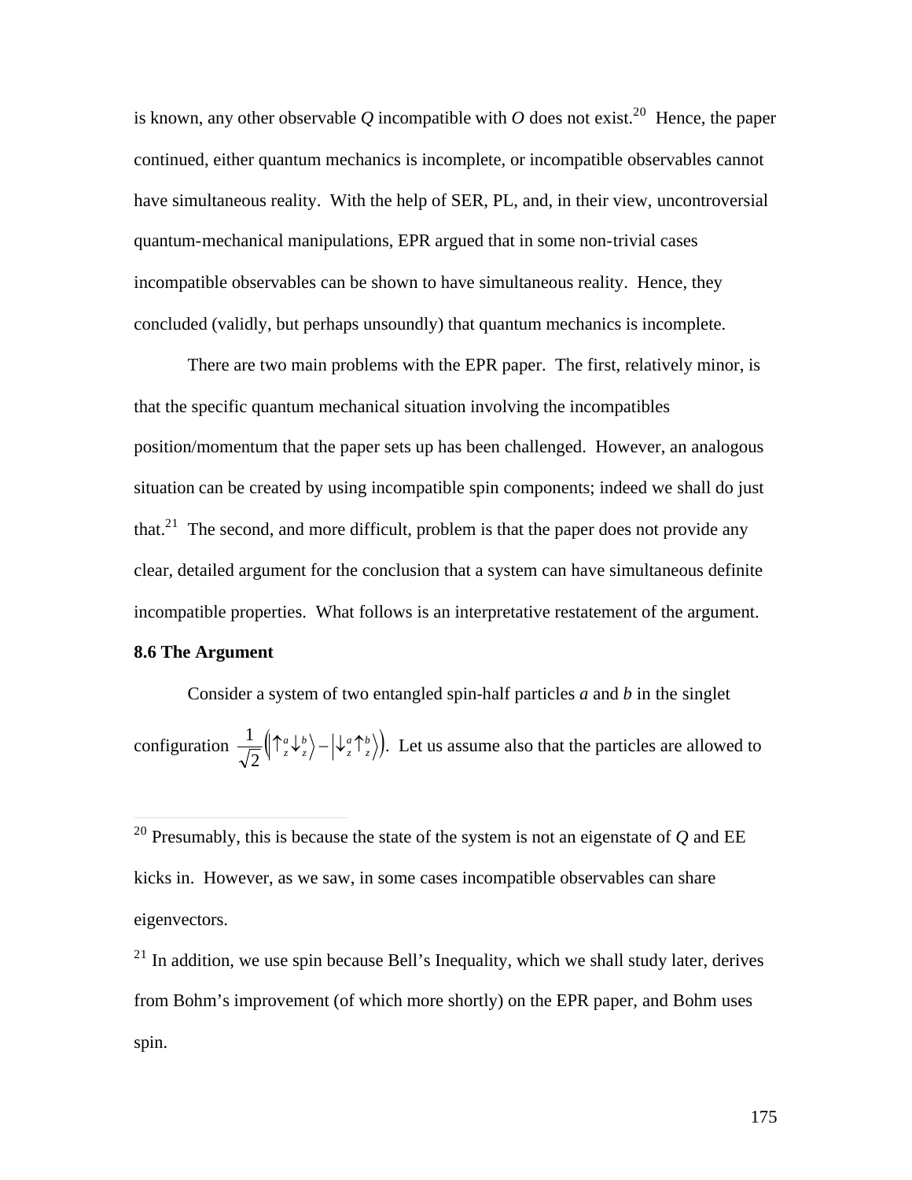is known, any other observable $Q$ incompatible with $O$ does not exist.[20] Hence, the paper continued, either quantum mechanics is incomplete, or incompatible observables cannot have simultaneous reality. With the help of SER, PL, and, in their view, uncontroversial quantum-mechanical manipulations, EPR argued that in some non-trivial cases incompatible observables can be shown to have simultaneous reality. Hence, they concluded (validly, but perhaps unsoundly) that quantum mechanics is incomplete.

There are two main problems with the EPR paper. The first, relatively minor, is that the specific quantum mechanical situation involving the incompatibles position/momentum that the paper sets up has been challenged. However, an analogous situation can be created by using incompatible spin components; indeed we shall do just that.[21] The second, and more difficult, problem is that the paper does not provide any clear, detailed argument for the conclusion that a system can have simultaneous definite incompatible properties. What follows is an interpretative restatement of the argument.

**8.6 The Argument**

Consider a system of two entangled spin-half particles *a* and *b* in the singlet configuration $\frac{1}{\sqrt{2}}\left(\left|\uparrow_z^a\downarrow_z^b\right\rangle - \left|\downarrow_z^a\uparrow_z^b\right\rangle\right)$. Let us assume also that the particles are allowed to

---

[20] Presumably, this is because the state of the system is not an eigenstate of $Q$ and EE kicks in. However, as we saw, in some cases incompatible observables can share eigenvectors.

[21] In addition, we use spin because Bell's Inequality, which we shall study later, derives from Bohm's improvement (of which more shortly) on the EPR paper, and Bohm uses spin.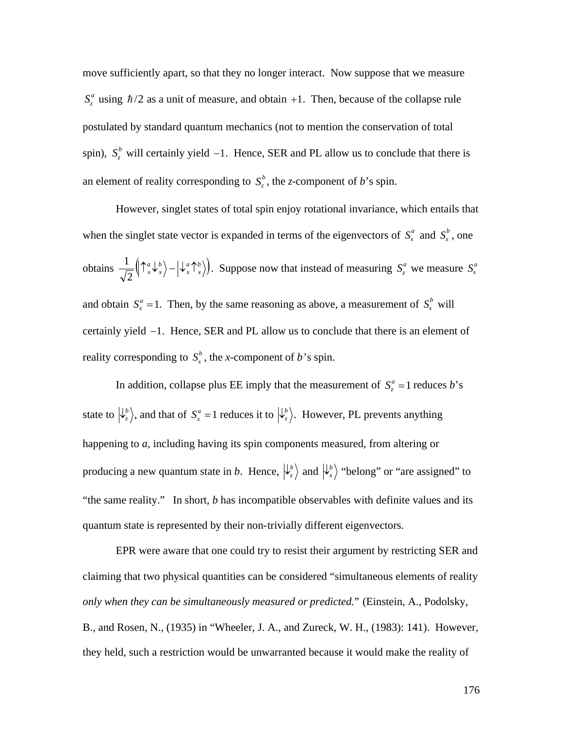move sufficiently apart, so that they no longer interact. Now suppose that we measure $S_z^a$ using $\hbar/2$ as a unit of measure, and obtain $+1$. Then, because of the collapse rule postulated by standard quantum mechanics (not to mention the conservation of total spin), $S_z^b$ will certainly yield $-1$. Hence, SER and PL allow us to conclude that there is an element of reality corresponding to $S_z^b$, the *z*-component of *b*'s spin.

However, singlet states of total spin enjoy rotational invariance, which entails that when the singlet state vector is expanded in terms of the eigenvectors of $S_x^a$ and $S_x^b$, one obtains $\frac{1}{\sqrt{2}}\left(\left|\uparrow_x^a\downarrow_x^b\right\rangle - \left|\downarrow_x^a\uparrow_x^b\right\rangle\right)$. Suppose now that instead of measuring $S_z^a$ we measure $S_x^a$ and obtain $S_x^a = 1$. Then, by the same reasoning as above, a measurement of $S_x^b$ will certainly yield $-1$. Hence, SER and PL allow us to conclude that there is an element of reality corresponding to $S_x^b$, the *x*-component of *b*'s spin.

In addition, collapse plus EE imply that the measurement of $S_z^a = 1$ reduces *b*'s state to $\left|\downarrow_z^b\right\rangle$, and that of $S_x^a = 1$ reduces it to $\left|\downarrow_x^b\right\rangle$. However, PL prevents anything happening to *a*, including having its spin components measured, from altering or producing a new quantum state in *b*. Hence, $\left|\downarrow_z^b\right\rangle$ and $\left|\downarrow_x^b\right\rangle$ "belong" or "are assigned" to "the same reality." In short, *b* has incompatible observables with definite values and its quantum state is represented by their non-trivially different eigenvectors.

EPR were aware that one could try to resist their argument by restricting SER and claiming that two physical quantities can be considered "simultaneous elements of reality *only when they can be simultaneously measured or predicted.*" (Einstein, A., Podolsky, B., and Rosen, N., (1935) in "Wheeler, J. A., and Zureck, W. H., (1983): 141). However, they held, such a restriction would be unwarranted because it would make the reality of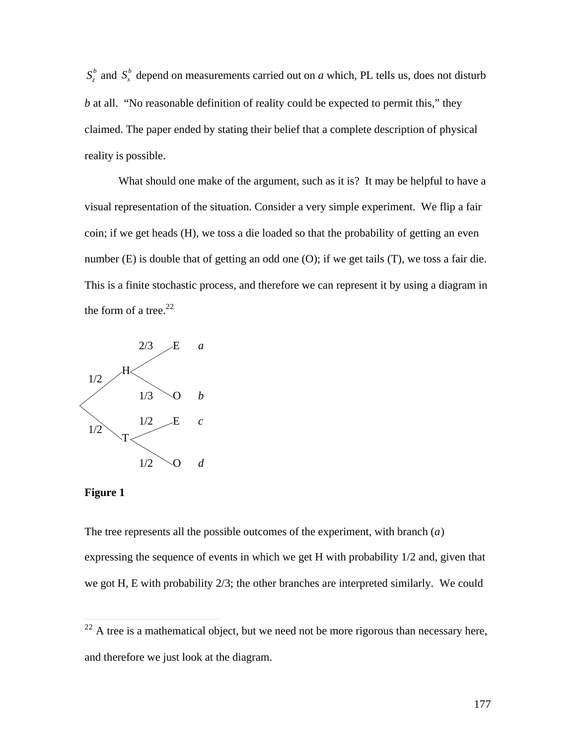$S_z^b$ and $S_x^b$ depend on measurements carried out on *a* which, PL tells us, does not disturb *b* at all. "No reasonable definition of reality could be expected to permit this," they claimed. The paper ended by stating their belief that a complete description of physical reality is possible.

What should one make of the argument, such as it is? It may be helpful to have a visual representation of the situation. Consider a very simple experiment. We flip a fair coin; if we get heads (H), we toss a die loaded so that the probability of getting an even number (E) is double that of getting an odd one (O); if we get tails (T), we toss a fair die. This is a finite stochastic process, and therefore we can represent it by using a diagram in the form of a tree.[22]

```
                2/3    E    a
          H <
  1/2           1/3    O    b
<
  1/2           1/2    E    c
          T <
                1/2    O    d
```

**Figure 1**

The tree represents all the possible outcomes of the experiment, with branch ($a$) expressing the sequence of events in which we get H with probability 1/2 and, given that we got H, E with probability 2/3; the other branches are interpreted similarly. We could

[22] A tree is a mathematical object, but we need not be more rigorous than necessary here, and therefore we just look at the diagram.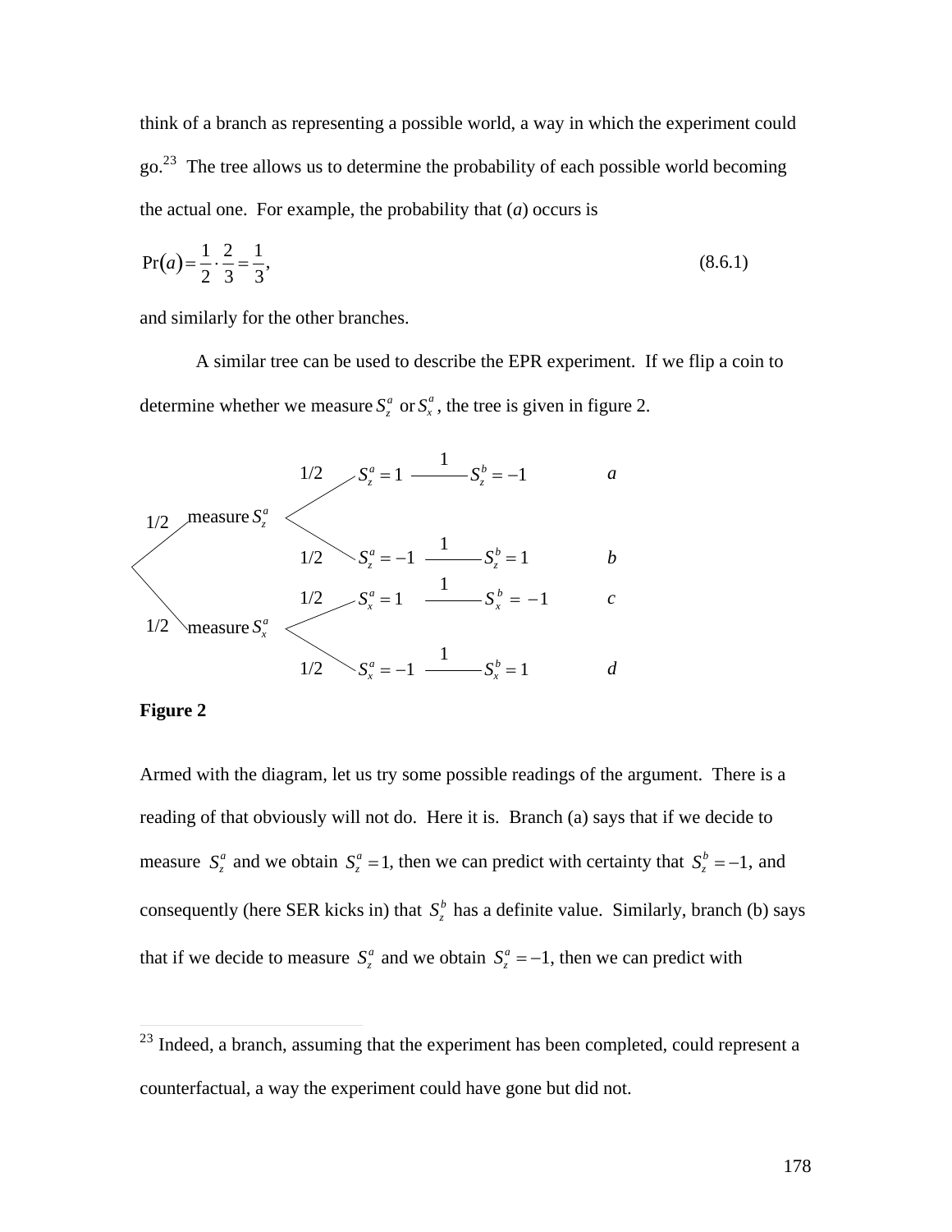think of a branch as representing a possible world, a way in which the experiment could go.[23] The tree allows us to determine the probability of each possible world becoming the actual one. For example, the probability that (*a*) occurs is

$$\Pr(a) = \frac{1}{2} \cdot \frac{2}{3} = \frac{1}{3}, \tag{8.6.1}$$

and similarly for the other branches.

A similar tree can be used to describe the EPR experiment. If we flip a coin to determine whether we measure $S_z^a$ or $S_x^a$, the tree is given in figure 2.

| | | | | | |
|---|---|---|---|---|---|
| 1/2 — measure $S_z^a$ | 1/2 | $S_z^a = 1$ | $\xrightarrow{1}$ | $S_z^b = -1$ | *a* |
| | 1/2 | $S_z^a = -1$ | $\xrightarrow{1}$ | $S_z^b = 1$ | *b* |
| 1/2 — measure $S_x^a$ | 1/2 | $S_x^a = 1$ | $\xrightarrow{1}$ | $S_x^b = -1$ | *c* |
| | 1/2 | $S_x^a = -1$ | $\xrightarrow{1}$ | $S_x^b = 1$ | *d* |

**Figure 2**

Armed with the diagram, let us try some possible readings of the argument. There is a reading of that obviously will not do. Here it is. Branch (a) says that if we decide to measure $S_z^a$ and we obtain $S_z^a = 1$, then we can predict with certainty that $S_z^b = -1$, and consequently (here SER kicks in) that $S_z^b$ has a definite value. Similarly, branch (b) says that if we decide to measure $S_z^a$ and we obtain $S_z^a = -1$, then we can predict with

[23] Indeed, a branch, assuming that the experiment has been completed, could represent a counterfactual, a way the experiment could have gone but did not.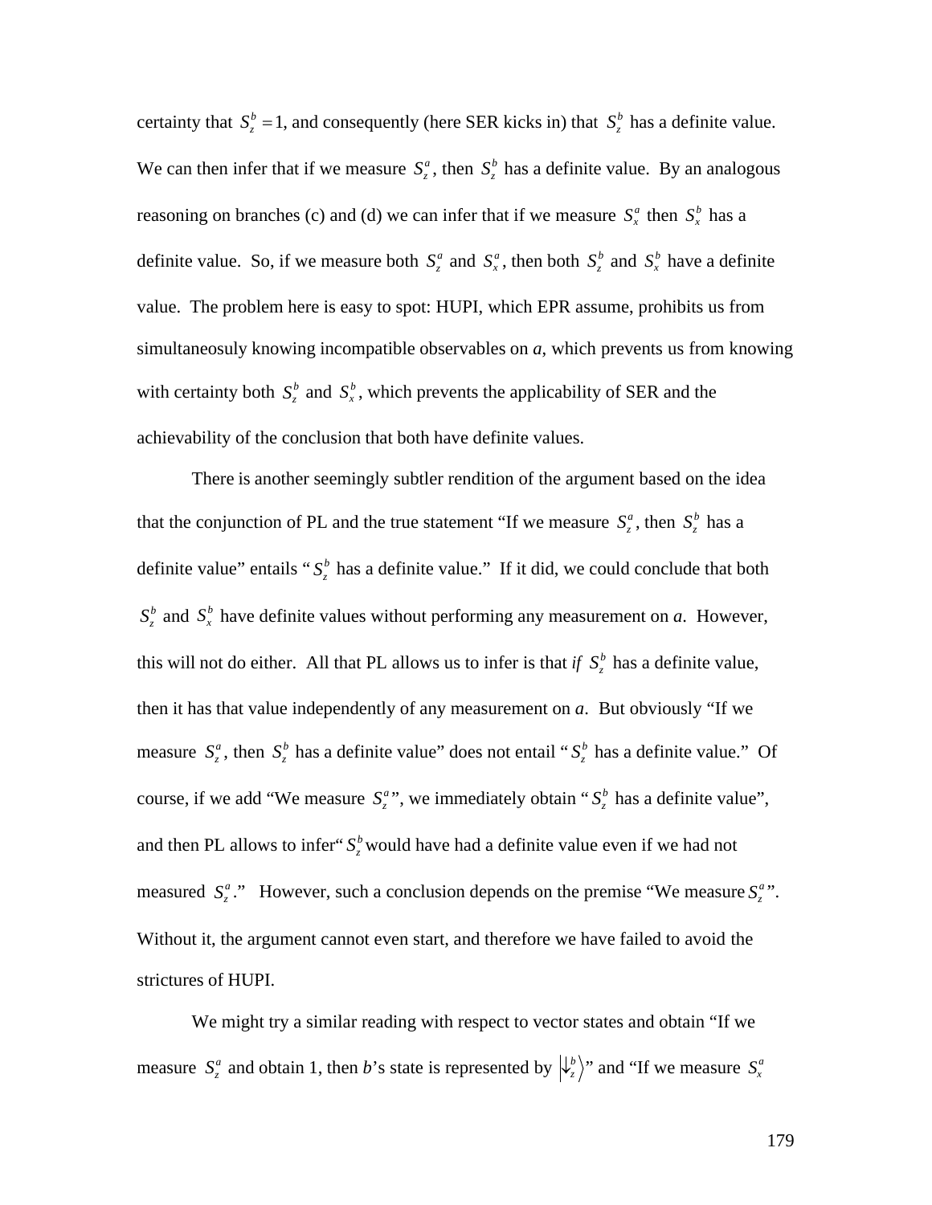certainty that $S_z^b = 1$, and consequently (here SER kicks in) that $S_z^b$ has a definite value. We can then infer that if we measure $S_z^a$, then $S_z^b$ has a definite value. By an analogous reasoning on branches (c) and (d) we can infer that if we measure $S_x^a$ then $S_x^b$ has a definite value. So, if we measure both $S_z^a$ and $S_x^a$, then both $S_z^b$ and $S_x^b$ have a definite value. The problem here is easy to spot: HUPI, which EPR assume, prohibits us from simultaneosuly knowing incompatible observables on *a*, which prevents us from knowing with certainty both $S_z^b$ and $S_x^b$, which prevents the applicability of SER and the achievability of the conclusion that both have definite values.

There is another seemingly subtler rendition of the argument based on the idea that the conjunction of PL and the true statement "If we measure $S_z^a$, then $S_z^b$ has a definite value" entails "$S_z^b$ has a definite value." If it did, we could conclude that both $S_z^b$ and $S_x^b$ have definite values without performing any measurement on *a*. However, this will not do either. All that PL allows us to infer is that *if* $S_z^b$ has a definite value, then it has that value independently of any measurement on *a*. But obviously "If we measure $S_z^a$, then $S_z^b$ has a definite value" does not entail "$S_z^b$ has a definite value." Of course, if we add "We measure $S_z^a$", we immediately obtain "$S_z^b$ has a definite value", and then PL allows to infer"$S_z^b$would have had a definite value even if we had not measured $S_z^a$." However, such a conclusion depends on the premise "We measure $S_z^a$". Without it, the argument cannot even start, and therefore we have failed to avoid the strictures of HUPI.

We might try a similar reading with respect to vector states and obtain "If we measure $S_z^a$ and obtain 1, then *b*'s state is represented by $\left|\downarrow_z^b\right\rangle$" and "If we measure $S_x^a$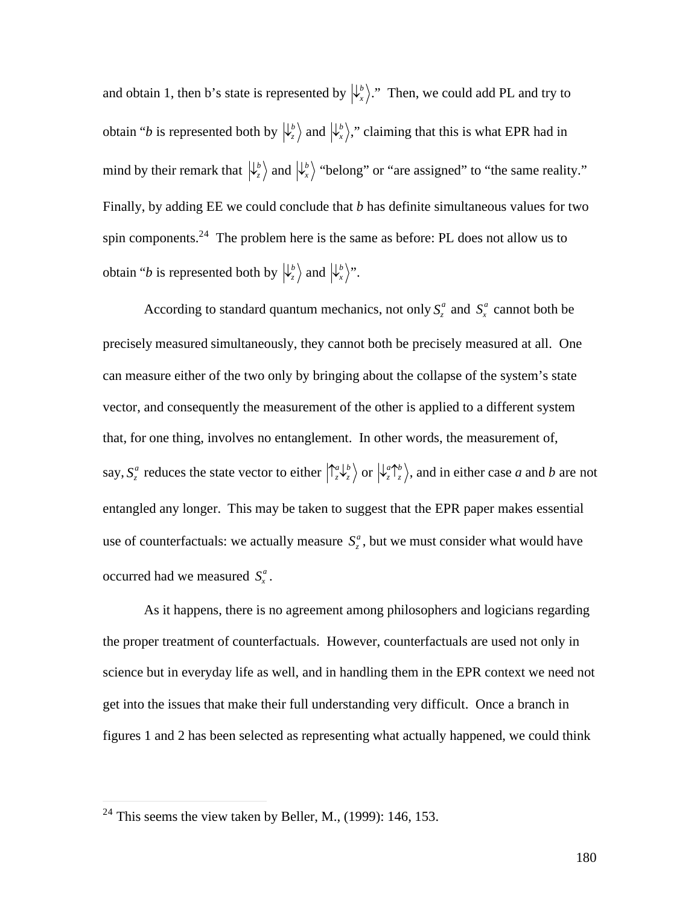and obtain 1, then b's state is represented by $\left|\downarrow_x^b\right\rangle$." Then, we could add PL and try to obtain "*b* is represented both by $\left|\downarrow_z^b\right\rangle$ and $\left|\downarrow_x^b\right\rangle$," claiming that this is what EPR had in mind by their remark that $\left|\downarrow_z^b\right\rangle$ and $\left|\downarrow_x^b\right\rangle$ "belong" or "are assigned" to "the same reality." Finally, by adding EE we could conclude that *b* has definite simultaneous values for two spin components.[24] The problem here is the same as before: PL does not allow us to obtain "*b* is represented both by $\left|\downarrow_z^b\right\rangle$ and $\left|\downarrow_x^b\right\rangle$".

According to standard quantum mechanics, not only $S_z^a$ and $S_x^a$ cannot both be precisely measured simultaneously, they cannot both be precisely measured at all. One can measure either of the two only by bringing about the collapse of the system's state vector, and consequently the measurement of the other is applied to a different system that, for one thing, involves no entanglement. In other words, the measurement of, say, $S_z^a$ reduces the state vector to either $\left|\uparrow_z^a\downarrow_z^b\right\rangle$ or $\left|\downarrow_z^a\uparrow_z^b\right\rangle$, and in either case *a* and *b* are not entangled any longer. This may be taken to suggest that the EPR paper makes essential use of counterfactuals: we actually measure $S_z^a$, but we must consider what would have occurred had we measured $S_x^a$.

As it happens, there is no agreement among philosophers and logicians regarding the proper treatment of counterfactuals. However, counterfactuals are used not only in science but in everyday life as well, and in handling them in the EPR context we need not get into the issues that make their full understanding very difficult. Once a branch in figures 1 and 2 has been selected as representing what actually happened, we could think

[24] This seems the view taken by Beller, M., (1999): 146, 153.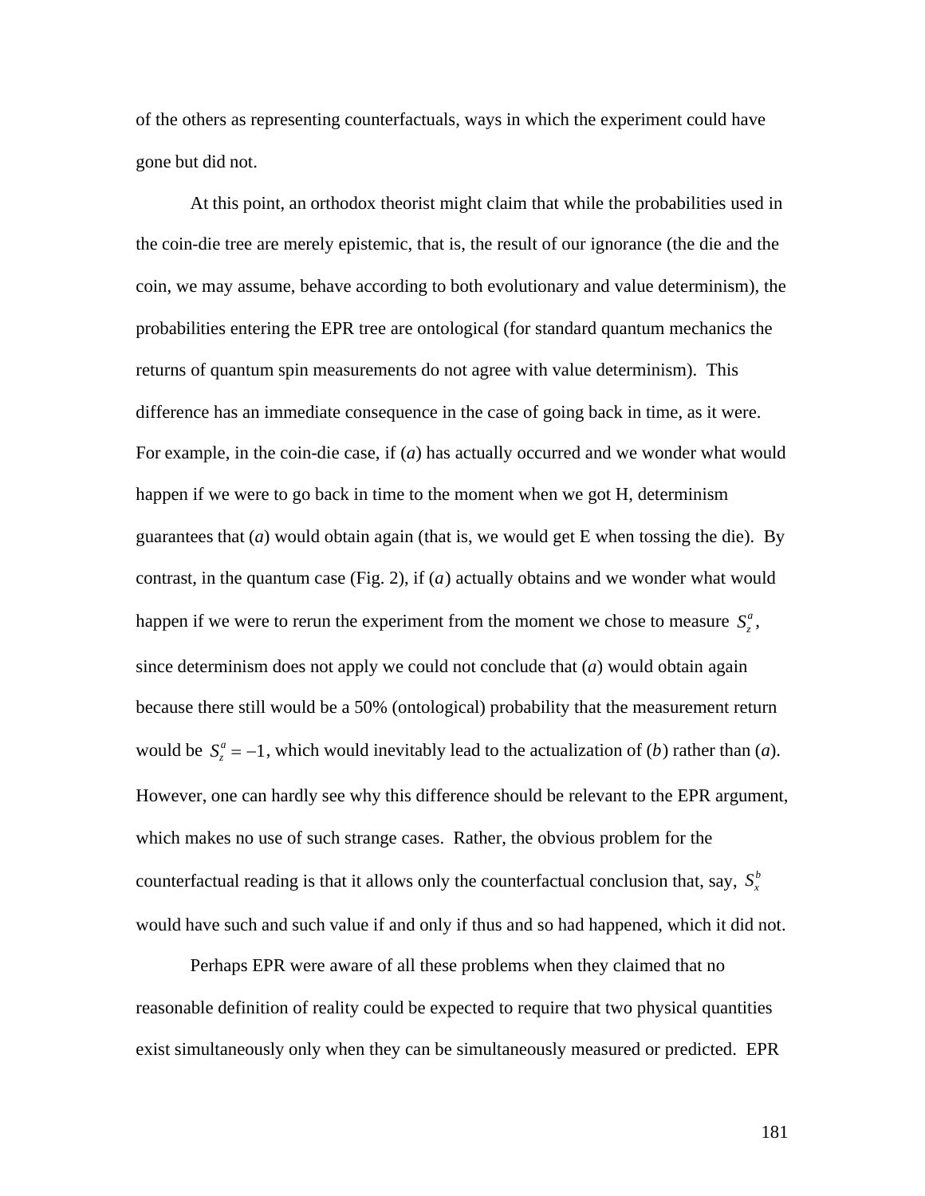of the others as representing counterfactuals, ways in which the experiment could have gone but did not.

At this point, an orthodox theorist might claim that while the probabilities used in the coin-die tree are merely epistemic, that is, the result of our ignorance (the die and the coin, we may assume, behave according to both evolutionary and value determinism), the probabilities entering the EPR tree are ontological (for standard quantum mechanics the returns of quantum spin measurements do not agree with value determinism). This difference has an immediate consequence in the case of going back in time, as it were. For example, in the coin-die case, if (*a*) has actually occurred and we wonder what would happen if we were to go back in time to the moment when we got H, determinism guarantees that (*a*) would obtain again (that is, we would get E when tossing the die). By contrast, in the quantum case (Fig. 2), if (*a*) actually obtains and we wonder what would happen if we were to rerun the experiment from the moment we chose to measure $S_z^a$, since determinism does not apply we could not conclude that (*a*) would obtain again because there still would be a 50% (ontological) probability that the measurement return would be $S_z^a = -1$, which would inevitably lead to the actualization of (*b*) rather than (*a*). However, one can hardly see why this difference should be relevant to the EPR argument, which makes no use of such strange cases. Rather, the obvious problem for the counterfactual reading is that it allows only the counterfactual conclusion that, say, $S_x^b$ would have such and such value if and only if thus and so had happened, which it did not.

Perhaps EPR were aware of all these problems when they claimed that no reasonable definition of reality could be expected to require that two physical quantities exist simultaneously only when they can be simultaneously measured or predicted. EPR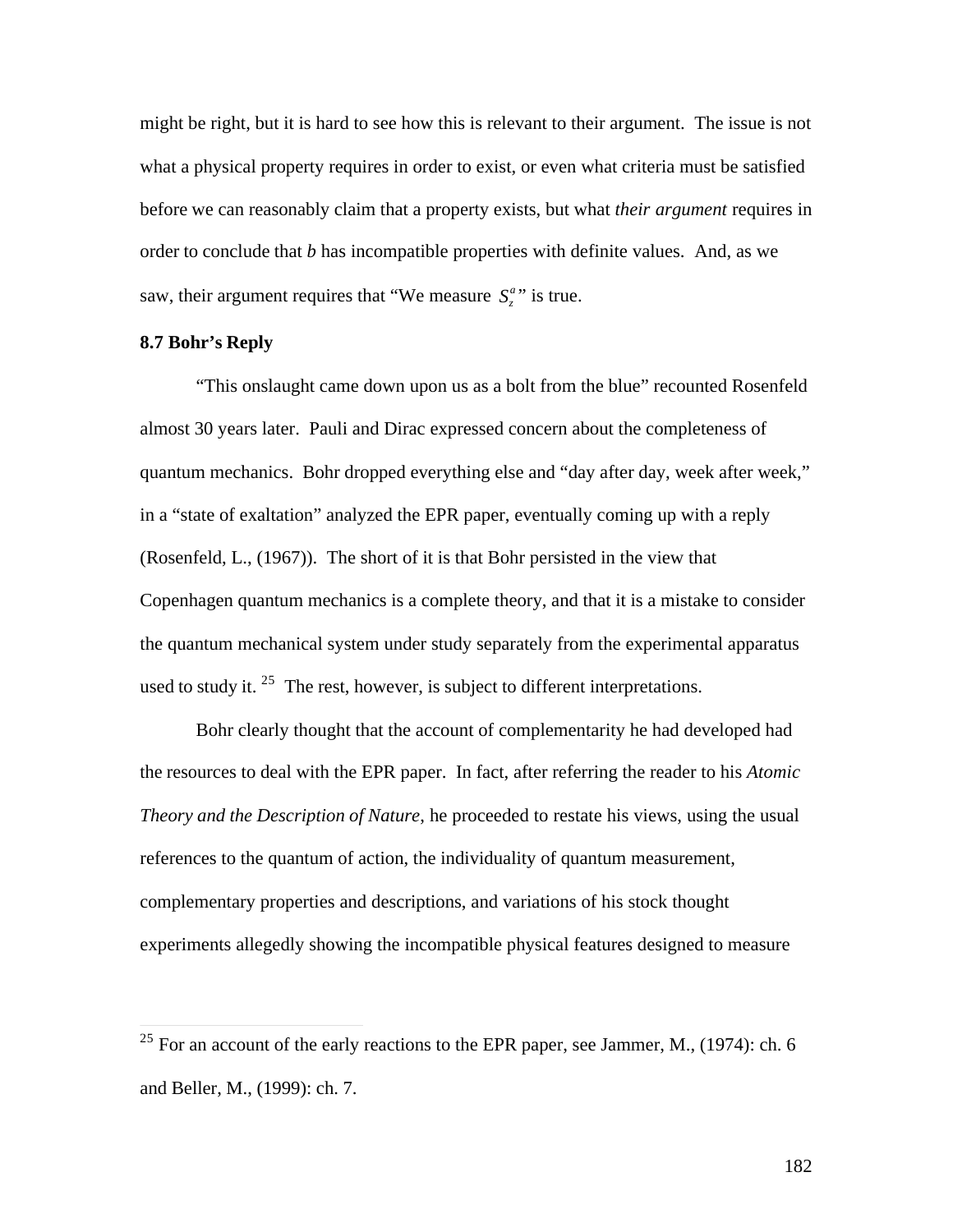might be right, but it is hard to see how this is relevant to their argument. The issue is not what a physical property requires in order to exist, or even what criteria must be satisfied before we can reasonably claim that a property exists, but what *their argument* requires in order to conclude that *b* has incompatible properties with definite values. And, as we saw, their argument requires that "We measure $S_z^a$" is true.

### 8.7 Bohr's Reply

"This onslaught came down upon us as a bolt from the blue" recounted Rosenfeld almost 30 years later. Pauli and Dirac expressed concern about the completeness of quantum mechanics. Bohr dropped everything else and "day after day, week after week," in a "state of exaltation" analyzed the EPR paper, eventually coming up with a reply (Rosenfeld, L., (1967)). The short of it is that Bohr persisted in the view that Copenhagen quantum mechanics is a complete theory, and that it is a mistake to consider the quantum mechanical system under study separately from the experimental apparatus used to study it.[25] The rest, however, is subject to different interpretations.

Bohr clearly thought that the account of complementarity he had developed had the resources to deal with the EPR paper. In fact, after referring the reader to his *Atomic Theory and the Description of Nature*, he proceeded to restate his views, using the usual references to the quantum of action, the individuality of quantum measurement, complementary properties and descriptions, and variations of his stock thought experiments allegedly showing the incompatible physical features designed to measure

[25] For an account of the early reactions to the EPR paper, see Jammer, M., (1974): ch. 6 and Beller, M., (1999): ch. 7.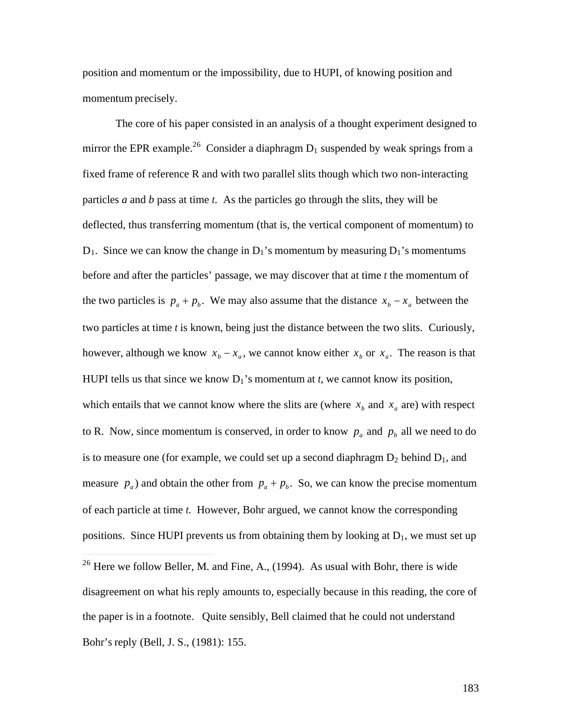position and momentum or the impossibility, due to HUPI, of knowing position and momentum precisely.

The core of his paper consisted in an analysis of a thought experiment designed to mirror the EPR example.[26] Consider a diaphragm $D_1$ suspended by weak springs from a fixed frame of reference R and with two parallel slits though which two non-interacting particles *a* and *b* pass at time *t*. As the particles go through the slits, they will be deflected, thus transferring momentum (that is, the vertical component of momentum) to $D_1$. Since we can know the change in $D_1$'s momentum by measuring $D_1$'s momentums before and after the particles' passage, we may discover that at time *t* the momentum of the two particles is $p_a + p_b$. We may also assume that the distance $x_b - x_a$ between the two particles at time *t* is known, being just the distance between the two slits. Curiously, however, although we know $x_b - x_a$, we cannot know either $x_b$ or $x_a$. The reason is that HUPI tells us that since we know $D_1$'s momentum at *t*, we cannot know its position, which entails that we cannot know where the slits are (where $x_b$ and $x_a$ are) with respect to R. Now, since momentum is conserved, in order to know $p_a$ and $p_b$ all we need to do is to measure one (for example, we could set up a second diaphragm $D_2$ behind $D_1$, and measure $p_a$) and obtain the other from $p_a + p_b$. So, we can know the precise momentum of each particle at time *t*. However, Bohr argued, we cannot know the corresponding positions. Since HUPI prevents us from obtaining them by looking at $D_1$, we must set up

---

[26] Here we follow Beller, M. and Fine, A., (1994). As usual with Bohr, there is wide disagreement on what his reply amounts to, especially because in this reading, the core of the paper is in a footnote. Quite sensibly, Bell claimed that he could not understand Bohr's reply (Bell, J. S., (1981): 155.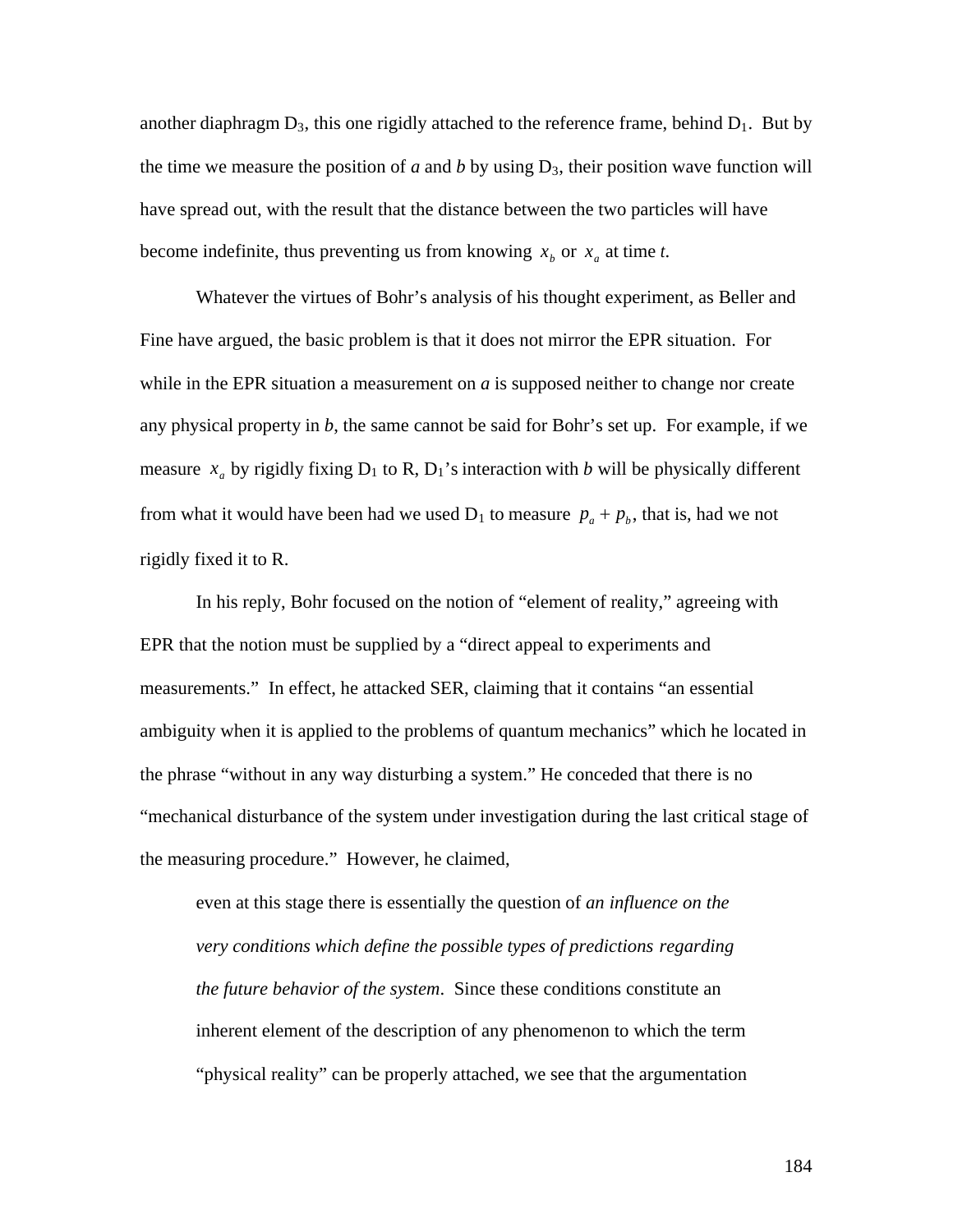another diaphragm $D_3$, this one rigidly attached to the reference frame, behind $D_1$. But by the time we measure the position of *a* and *b* by using $D_3$, their position wave function will have spread out, with the result that the distance between the two particles will have become indefinite, thus preventing us from knowing $x_b$ or $x_a$ at time *t*.

Whatever the virtues of Bohr's analysis of his thought experiment, as Beller and Fine have argued, the basic problem is that it does not mirror the EPR situation. For while in the EPR situation a measurement on *a* is supposed neither to change nor create any physical property in *b*, the same cannot be said for Bohr's set up. For example, if we measure $x_a$ by rigidly fixing $D_1$ to R, $D_1$'s interaction with *b* will be physically different from what it would have been had we used $D_1$ to measure $p_a + p_b$, that is, had we not rigidly fixed it to R.

In his reply, Bohr focused on the notion of "element of reality," agreeing with EPR that the notion must be supplied by a "direct appeal to experiments and measurements." In effect, he attacked SER, claiming that it contains "an essential ambiguity when it is applied to the problems of quantum mechanics" which he located in the phrase "without in any way disturbing a system." He conceded that there is no "mechanical disturbance of the system under investigation during the last critical stage of the measuring procedure." However, he claimed,

> even at this stage there is essentially the question of *an influence on the very conditions which define the possible types of predictions regarding the future behavior of the system*. Since these conditions constitute an inherent element of the description of any phenomenon to which the term "physical reality" can be properly attached, we see that the argumentation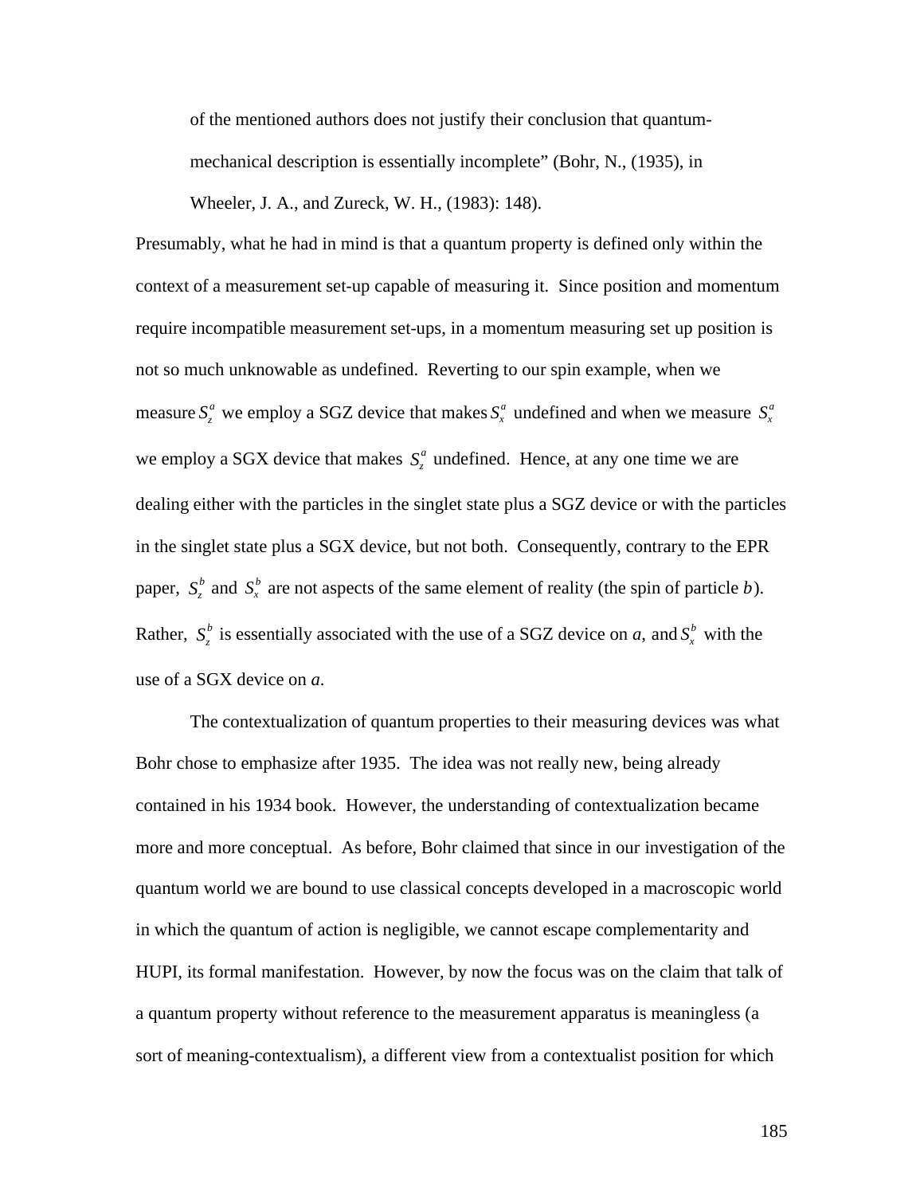> of the mentioned authors does not justify their conclusion that quantum-mechanical description is essentially incomplete" (Bohr, N., (1935), in Wheeler, J. A., and Zureck, W. H., (1983): 148).

Presumably, what he had in mind is that a quantum property is defined only within the context of a measurement set-up capable of measuring it. Since position and momentum require incompatible measurement set-ups, in a momentum measuring set up position is not so much unknowable as undefined. Reverting to our spin example, when we measure $S_z^a$ we employ a SGZ device that makes $S_x^a$ undefined and when we measure $S_x^a$ we employ a SGX device that makes $S_z^a$ undefined. Hence, at any one time we are dealing either with the particles in the singlet state plus a SGZ device or with the particles in the singlet state plus a SGX device, but not both. Consequently, contrary to the EPR paper, $S_z^b$ and $S_x^b$ are not aspects of the same element of reality (the spin of particle $b$). Rather, $S_z^b$ is essentially associated with the use of a SGZ device on *a*, and $S_x^b$ with the use of a SGX device on *a*.

The contextualization of quantum properties to their measuring devices was what Bohr chose to emphasize after 1935. The idea was not really new, being already contained in his 1934 book. However, the understanding of contextualization became more and more conceptual. As before, Bohr claimed that since in our investigation of the quantum world we are bound to use classical concepts developed in a macroscopic world in which the quantum of action is negligible, we cannot escape complementarity and HUPI, its formal manifestation. However, by now the focus was on the claim that talk of a quantum property without reference to the measurement apparatus is meaningless (a sort of meaning-contextualism), a different view from a contextualist position for which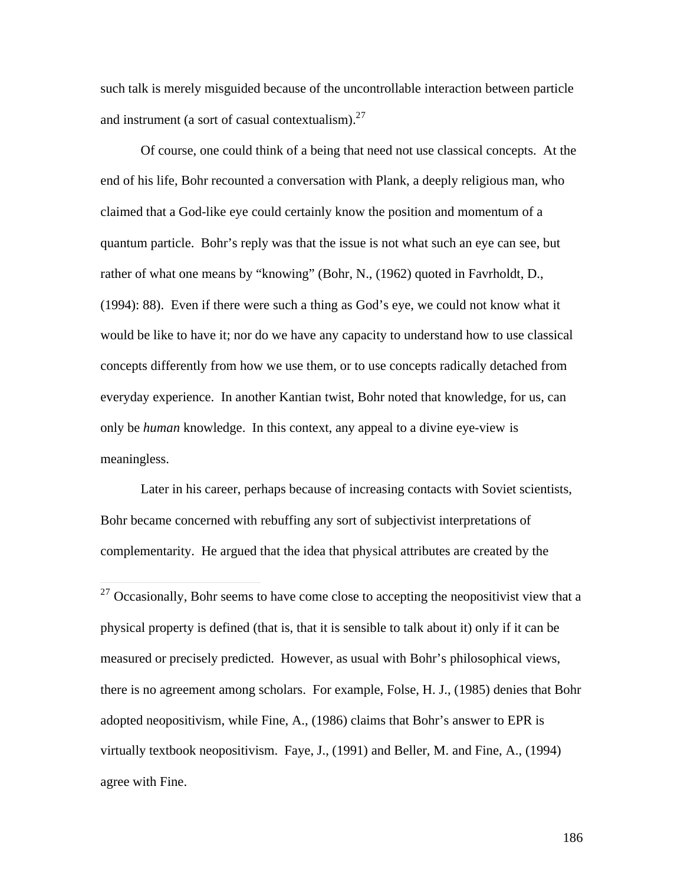such talk is merely misguided because of the uncontrollable interaction between particle and instrument (a sort of casual contextualism).[27]

Of course, one could think of a being that need not use classical concepts. At the end of his life, Bohr recounted a conversation with Plank, a deeply religious man, who claimed that a God-like eye could certainly know the position and momentum of a quantum particle. Bohr's reply was that the issue is not what such an eye can see, but rather of what one means by "knowing" (Bohr, N., (1962) quoted in Favrholdt, D., (1994): 88). Even if there were such a thing as God's eye, we could not know what it would be like to have it; nor do we have any capacity to understand how to use classical concepts differently from how we use them, or to use concepts radically detached from everyday experience. In another Kantian twist, Bohr noted that knowledge, for us, can only be *human* knowledge. In this context, any appeal to a divine eye-view is meaningless.

Later in his career, perhaps because of increasing contacts with Soviet scientists, Bohr became concerned with rebuffing any sort of subjectivist interpretations of complementarity. He argued that the idea that physical attributes are created by the

---

[27] Occasionally, Bohr seems to have come close to accepting the neopositivist view that a physical property is defined (that is, that it is sensible to talk about it) only if it can be measured or precisely predicted. However, as usual with Bohr's philosophical views, there is no agreement among scholars. For example, Folse, H. J., (1985) denies that Bohr adopted neopositivism, while Fine, A., (1986) claims that Bohr's answer to EPR is virtually textbook neopositivism. Faye, J., (1991) and Beller, M. and Fine, A., (1994) agree with Fine.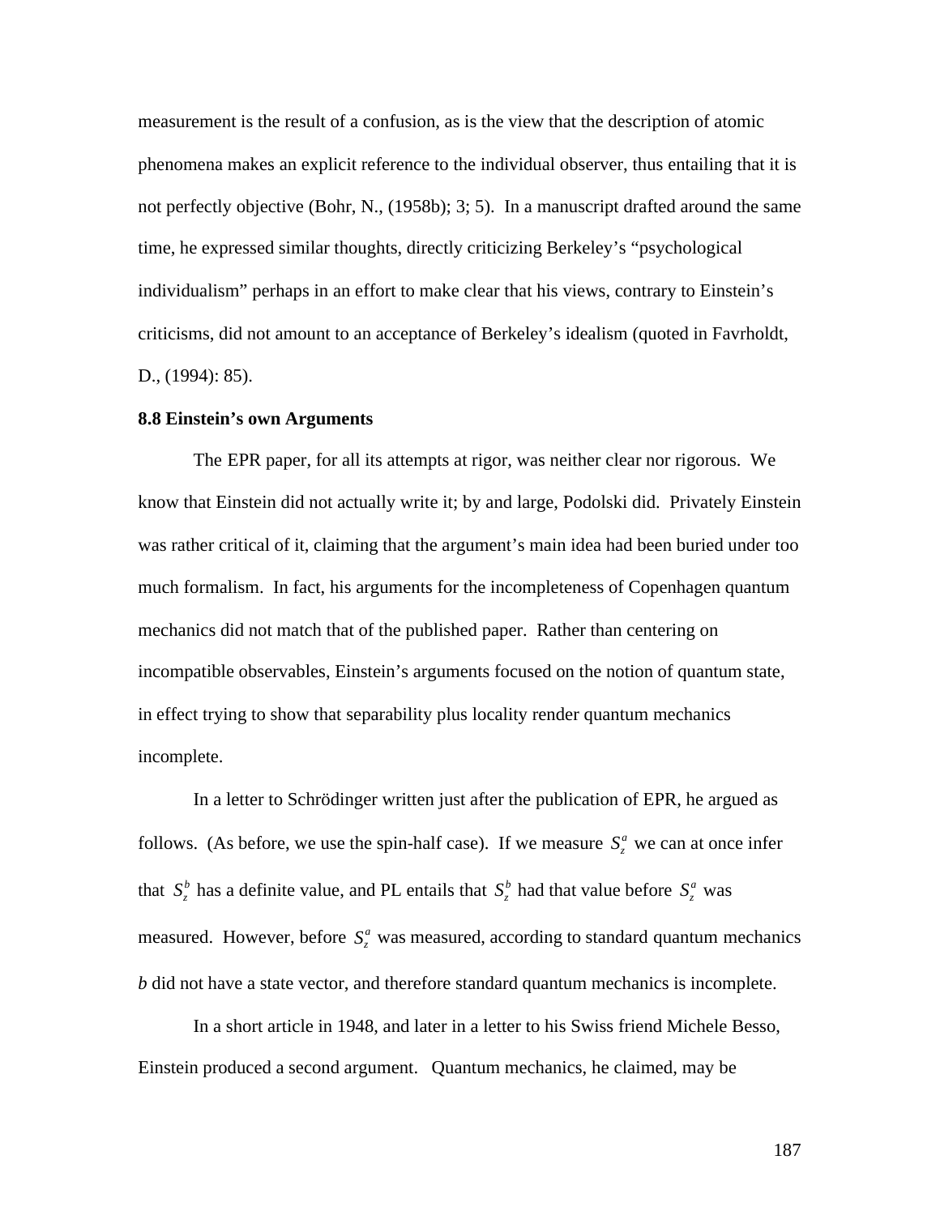measurement is the result of a confusion, as is the view that the description of atomic phenomena makes an explicit reference to the individual observer, thus entailing that it is not perfectly objective (Bohr, N., (1958b); 3; 5). In a manuscript drafted around the same time, he expressed similar thoughts, directly criticizing Berkeley's "psychological individualism" perhaps in an effort to make clear that his views, contrary to Einstein's criticisms, did not amount to an acceptance of Berkeley's idealism (quoted in Favrholdt, D., (1994): 85).

**8.8 Einstein's own Arguments**

The EPR paper, for all its attempts at rigor, was neither clear nor rigorous. We know that Einstein did not actually write it; by and large, Podolski did. Privately Einstein was rather critical of it, claiming that the argument's main idea had been buried under too much formalism. In fact, his arguments for the incompleteness of Copenhagen quantum mechanics did not match that of the published paper. Rather than centering on incompatible observables, Einstein's arguments focused on the notion of quantum state, in effect trying to show that separability plus locality render quantum mechanics incomplete.

In a letter to Schrödinger written just after the publication of EPR, he argued as follows. (As before, we use the spin-half case). If we measure $S_z^a$ we can at once infer that $S_z^b$ has a definite value, and PL entails that $S_z^b$ had that value before $S_z^a$ was measured. However, before $S_z^a$ was measured, according to standard quantum mechanics *b* did not have a state vector, and therefore standard quantum mechanics is incomplete.

In a short article in 1948, and later in a letter to his Swiss friend Michele Besso, Einstein produced a second argument. Quantum mechanics, he claimed, may be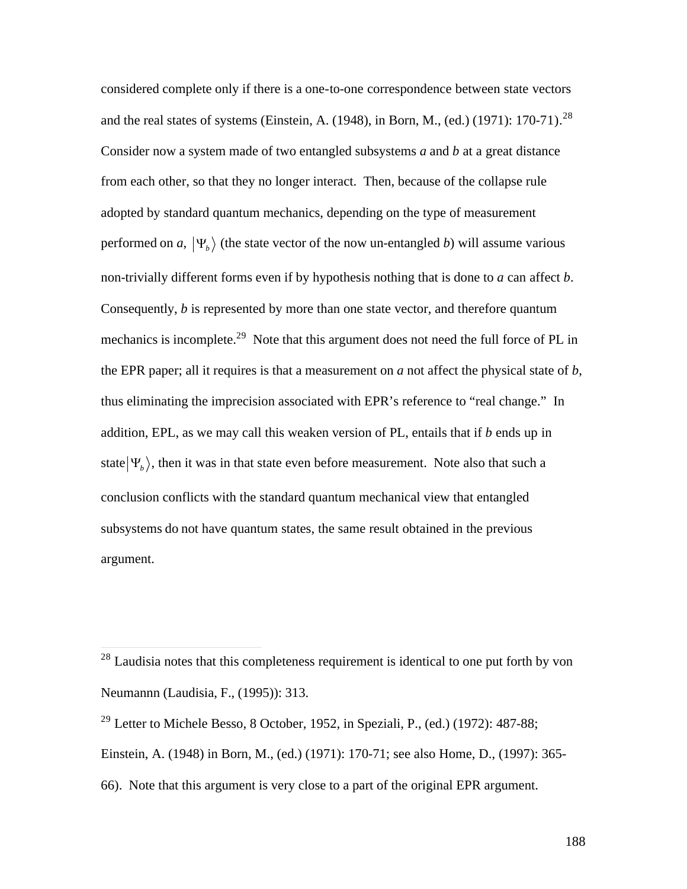considered complete only if there is a one-to-one correspondence between state vectors and the real states of systems (Einstein, A. (1948), in Born, M., (ed.) (1971): 170-71).[28] Consider now a system made of two entangled subsystems *a* and *b* at a great distance from each other, so that they no longer interact. Then, because of the collapse rule adopted by standard quantum mechanics, depending on the type of measurement performed on *a*, $|\Psi_b\rangle$ (the state vector of the now un-entangled *b*) will assume various non-trivially different forms even if by hypothesis nothing that is done to *a* can affect *b*. Consequently, *b* is represented by more than one state vector, and therefore quantum mechanics is incomplete.[29] Note that this argument does not need the full force of PL in the EPR paper; all it requires is that a measurement on *a* not affect the physical state of *b*, thus eliminating the imprecision associated with EPR's reference to "real change." In addition, EPL, as we may call this weaken version of PL, entails that if *b* ends up in state $|\Psi_b\rangle$, then it was in that state even before measurement. Note also that such a conclusion conflicts with the standard quantum mechanical view that entangled subsystems do not have quantum states, the same result obtained in the previous argument.

---

[28] Laudisia notes that this completeness requirement is identical to one put forth by von Neumannn (Laudisia, F., (1995)): 313.

[29] Letter to Michele Besso, 8 October, 1952, in Speziali, P., (ed.) (1972): 487-88; Einstein, A. (1948) in Born, M., (ed.) (1971): 170-71; see also Home, D., (1997): 365-66). Note that this argument is very close to a part of the original EPR argument.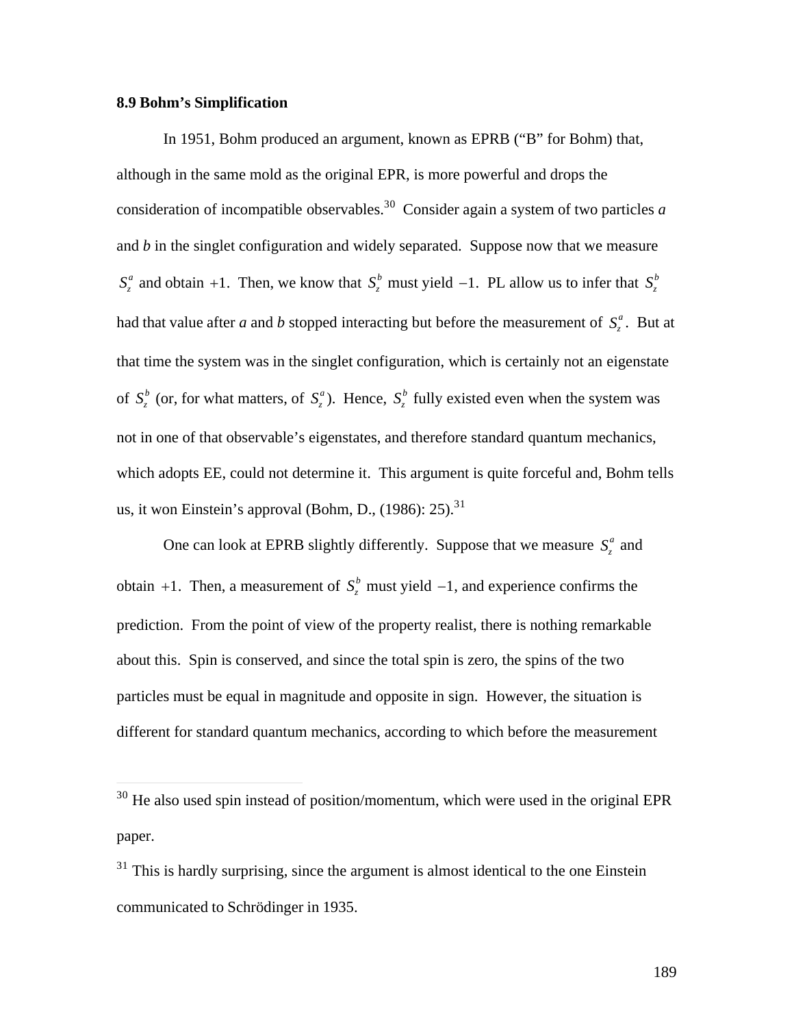### 8.9 Bohm's Simplification

In 1951, Bohm produced an argument, known as EPRB ("B" for Bohm) that, although in the same mold as the original EPR, is more powerful and drops the consideration of incompatible observables.[30] Consider again a system of two particles *a* and *b* in the singlet configuration and widely separated. Suppose now that we measure $S_z^a$ and obtain $+1$. Then, we know that $S_z^b$ must yield $-1$. PL allow us to infer that $S_z^b$ had that value after *a* and *b* stopped interacting but before the measurement of $S_z^a$. But at that time the system was in the singlet configuration, which is certainly not an eigenstate of $S_z^b$ (or, for what matters, of $S_z^a$). Hence, $S_z^b$ fully existed even when the system was not in one of that observable's eigenstates, and therefore standard quantum mechanics, which adopts EE, could not determine it. This argument is quite forceful and, Bohm tells us, it won Einstein's approval (Bohm, D., (1986): 25).[31]

One can look at EPRB slightly differently. Suppose that we measure $S_z^a$ and obtain $+1$. Then, a measurement of $S_z^b$ must yield $-1$, and experience confirms the prediction. From the point of view of the property realist, there is nothing remarkable about this. Spin is conserved, and since the total spin is zero, the spins of the two particles must be equal in magnitude and opposite in sign. However, the situation is different for standard quantum mechanics, according to which before the measurement

---

[30] He also used spin instead of position/momentum, which were used in the original EPR paper.

[31] This is hardly surprising, since the argument is almost identical to the one Einstein communicated to Schrödinger in 1935.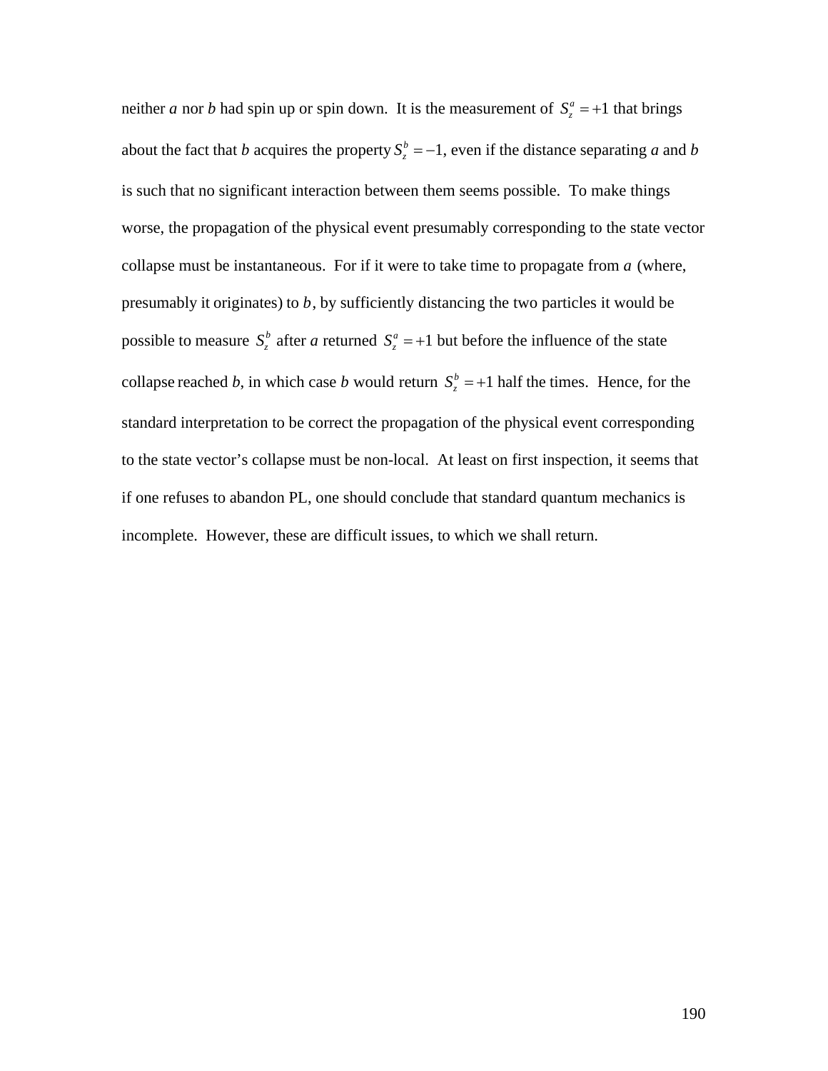neither *a* nor *b* had spin up or spin down. It is the measurement of $S_z^a = +1$ that brings about the fact that *b* acquires the property $S_z^b = -1$, even if the distance separating *a* and *b* is such that no significant interaction between them seems possible. To make things worse, the propagation of the physical event presumably corresponding to the state vector collapse must be instantaneous. For if it were to take time to propagate from $a$ (where, presumably it originates) to $b$, by sufficiently distancing the two particles it would be possible to measure $S_z^b$ after *a* returned $S_z^a = +1$ but before the influence of the state collapse reached *b*, in which case *b* would return $S_z^b = +1$ half the times. Hence, for the standard interpretation to be correct the propagation of the physical event corresponding to the state vector's collapse must be non-local. At least on first inspection, it seems that if one refuses to abandon PL, one should conclude that standard quantum mechanics is incomplete. However, these are difficult issues, to which we shall return.